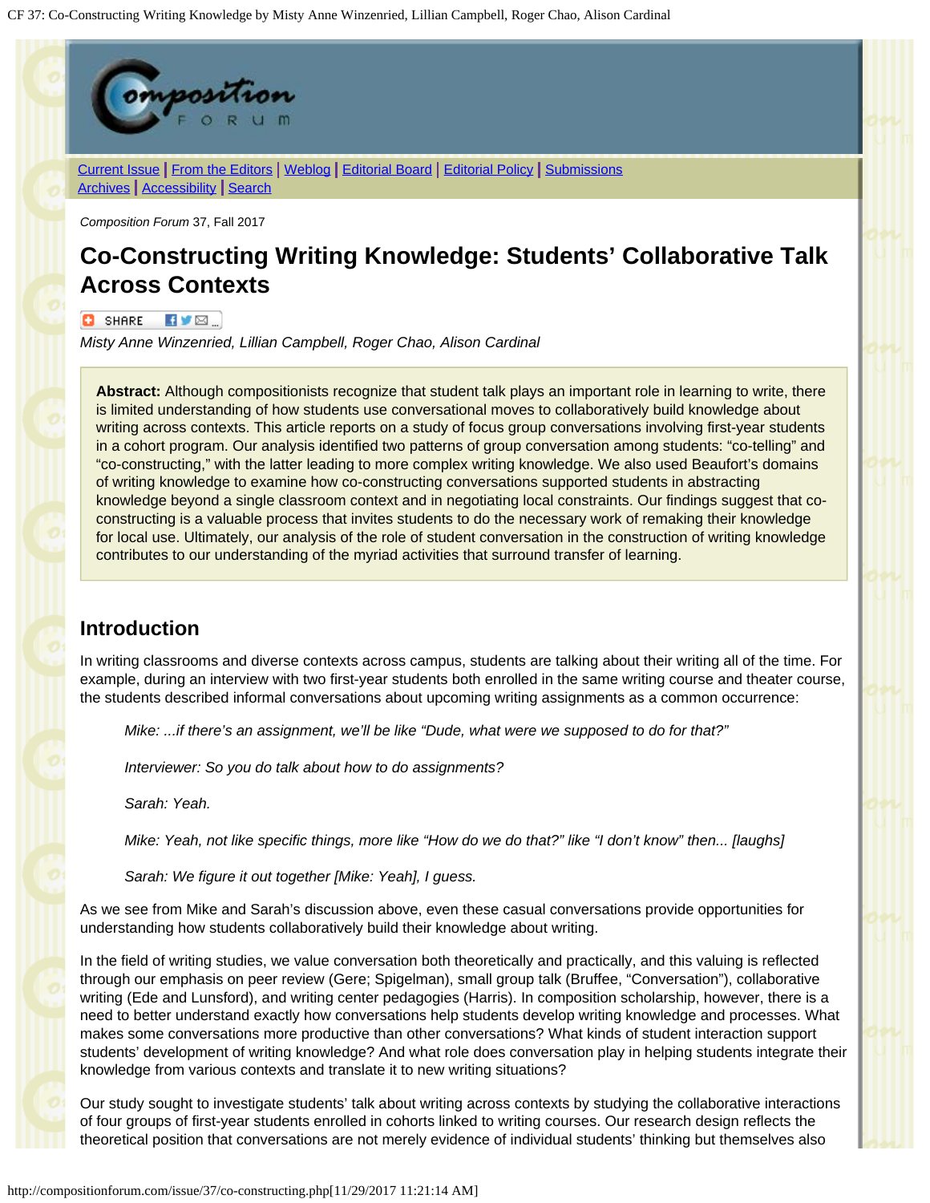*Composition Forum* 37, Fall 2017

# Co-Constructing Writing Knowledge: Students' Collaborative Talk Across Contexts

*Misty Anne Winzenried, Lillian Campbell, Roger Chao, Alison Cardinal*

**Abstract:** Although compositionists recognize that student talk plays an important role in learning to write, there is limited understanding of how students use conversational moves to collaboratively build knowledge about writing across contexts. This article reports on a study of focus group conversations involving first-year students in a cohort program. Our analysis identified two patterns of group conversation among students: "co-telling" and "co-constructing," with the latter leading to more complex writing knowledge. We also used Beaufort's domains of writing knowledge to examine how co-constructing conversations supported students in abstracting knowledge beyond a single classroom context and in negotiating local constraints. Our findings suggest that co-constructing is a valuable process that invites students to do the necessary work of remaking their knowledge for local use. Ultimately, our analysis of the role of student conversation in the construction of writing knowledge contributes to our understanding of the myriad activities that surround transfer of learning.

## Introduction

In writing classrooms and diverse contexts across campus, students are talking about their writing all of the time. For example, during an interview with two first-year students both enrolled in the same writing course and theater course, the students described informal conversations about upcoming writing assignments as a common occurrence:

> *Mike: ...if there's an assignment, we'll be like "Dude, what were we supposed to do for that?"*
>
> *Interviewer: So you do talk about how to do assignments?*
>
> *Sarah: Yeah.*
>
> *Mike: Yeah, not like specific things, more like "How do we do that?" like "I don't know" then... [laughs]*
>
> *Sarah: We figure it out together [Mike: Yeah], I guess.*

As we see from Mike and Sarah's discussion above, even these casual conversations provide opportunities for understanding how students collaboratively build their knowledge about writing.

In the field of writing studies, we value conversation both theoretically and practically, and this valuing is reflected through our emphasis on peer review (Gere; Spigelman), small group talk (Bruffee, "Conversation"), collaborative writing (Ede and Lunsford), and writing center pedagogies (Harris). In composition scholarship, however, there is a need to better understand exactly how conversations help students develop writing knowledge and processes. What makes some conversations more productive than other conversations? What kinds of student interaction support students' development of writing knowledge? And what role does conversation play in helping students integrate their knowledge from various contexts and translate it to new writing situations?

Our study sought to investigate students' talk about writing across contexts by studying the collaborative interactions of four groups of first-year students enrolled in cohorts linked to writing courses. Our research design reflects the theoretical position that conversations are not merely evidence of individual students' thinking but themselves also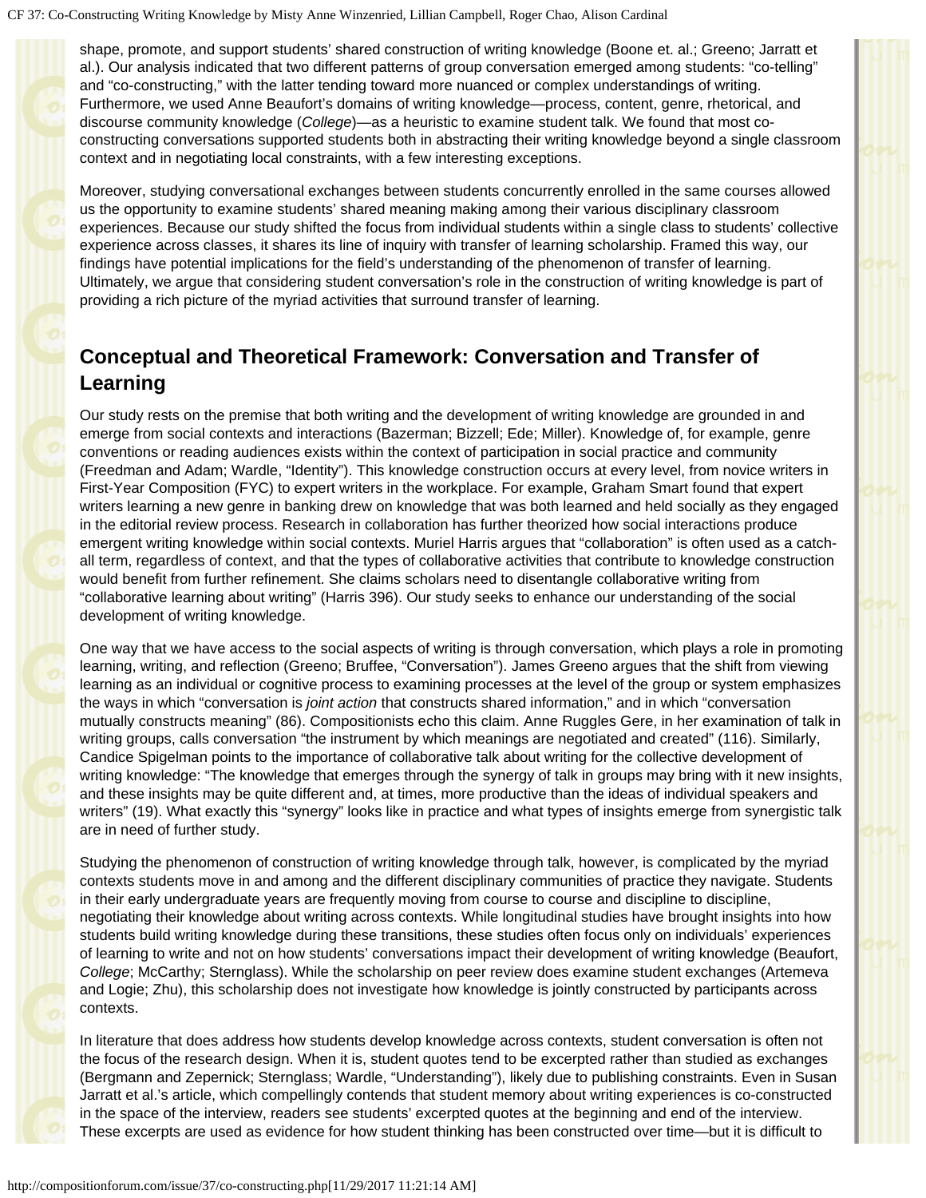shape, promote, and support students' shared construction of writing knowledge (Boone et. al.; Greeno; Jarratt et al.). Our analysis indicated that two different patterns of group conversation emerged among students: "co-telling" and "co-constructing," with the latter tending toward more nuanced or complex understandings of writing. Furthermore, we used Anne Beaufort's domains of writing knowledge—process, content, genre, rhetorical, and discourse community knowledge (*College*)—as a heuristic to examine student talk. We found that most co-constructing conversations supported students both in abstracting their writing knowledge beyond a single classroom context and in negotiating local constraints, with a few interesting exceptions.

Moreover, studying conversational exchanges between students concurrently enrolled in the same courses allowed us the opportunity to examine students' shared meaning making among their various disciplinary classroom experiences. Because our study shifted the focus from individual students within a single class to students' collective experience across classes, it shares its line of inquiry with transfer of learning scholarship. Framed this way, our findings have potential implications for the field's understanding of the phenomenon of transfer of learning. Ultimately, we argue that considering student conversation's role in the construction of writing knowledge is part of providing a rich picture of the myriad activities that surround transfer of learning.

## Conceptual and Theoretical Framework: Conversation and Transfer of Learning

Our study rests on the premise that both writing and the development of writing knowledge are grounded in and emerge from social contexts and interactions (Bazerman; Bizzell; Ede; Miller). Knowledge of, for example, genre conventions or reading audiences exists within the context of participation in social practice and community (Freedman and Adam; Wardle, "Identity"). This knowledge construction occurs at every level, from novice writers in First-Year Composition (FYC) to expert writers in the workplace. For example, Graham Smart found that expert writers learning a new genre in banking drew on knowledge that was both learned and held socially as they engaged in the editorial review process. Research in collaboration has further theorized how social interactions produce emergent writing knowledge within social contexts. Muriel Harris argues that "collaboration" is often used as a catch-all term, regardless of context, and that the types of collaborative activities that contribute to knowledge construction would benefit from further refinement. She claims scholars need to disentangle collaborative writing from "collaborative learning about writing" (Harris 396). Our study seeks to enhance our understanding of the social development of writing knowledge.

One way that we have access to the social aspects of writing is through conversation, which plays a role in promoting learning, writing, and reflection (Greeno; Bruffee, "Conversation"). James Greeno argues that the shift from viewing learning as an individual or cognitive process to examining processes at the level of the group or system emphasizes the ways in which "conversation is *joint action* that constructs shared information," and in which "conversation mutually constructs meaning" (86). Compositionists echo this claim. Anne Ruggles Gere, in her examination of talk in writing groups, calls conversation "the instrument by which meanings are negotiated and created" (116). Similarly, Candice Spigelman points to the importance of collaborative talk about writing for the collective development of writing knowledge: "The knowledge that emerges through the synergy of talk in groups may bring with it new insights, and these insights may be quite different and, at times, more productive than the ideas of individual speakers and writers" (19). What exactly this "synergy" looks like in practice and what types of insights emerge from synergistic talk are in need of further study.

Studying the phenomenon of construction of writing knowledge through talk, however, is complicated by the myriad contexts students move in and among and the different disciplinary communities of practice they navigate. Students in their early undergraduate years are frequently moving from course to course and discipline to discipline, negotiating their knowledge about writing across contexts. While longitudinal studies have brought insights into how students build writing knowledge during these transitions, these studies often focus only on individuals' experiences of learning to write and not on how students' conversations impact their development of writing knowledge (Beaufort, *College*; McCarthy; Sternglass). While the scholarship on peer review does examine student exchanges (Artemeva and Logie; Zhu), this scholarship does not investigate how knowledge is jointly constructed by participants across contexts.

In literature that does address how students develop knowledge across contexts, student conversation is often not the focus of the research design. When it is, student quotes tend to be excerpted rather than studied as exchanges (Bergmann and Zepernick; Sternglass; Wardle, "Understanding"), likely due to publishing constraints. Even in Susan Jarratt et al.'s article, which compellingly contends that student memory about writing experiences is co-constructed in the space of the interview, readers see students' excerpted quotes at the beginning and end of the interview. These excerpts are used as evidence for how student thinking has been constructed over time—but it is difficult to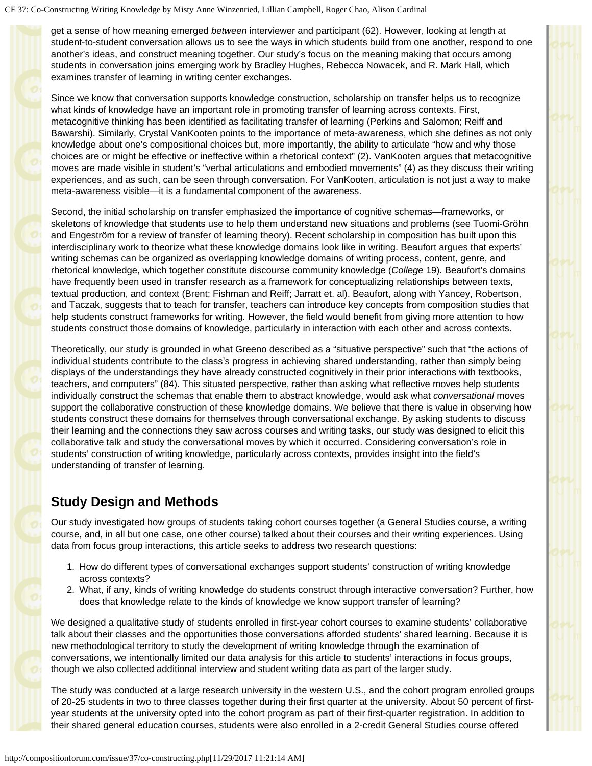get a sense of how meaning emerged *between* interviewer and participant (62). However, looking at length at student-to-student conversation allows us to see the ways in which students build from one another, respond to one another's ideas, and construct meaning together. Our study's focus on the meaning making that occurs among students in conversation joins emerging work by Bradley Hughes, Rebecca Nowacek, and R. Mark Hall, which examines transfer of learning in writing center exchanges.

Since we know that conversation supports knowledge construction, scholarship on transfer helps us to recognize what kinds of knowledge have an important role in promoting transfer of learning across contexts. First, metacognitive thinking has been identified as facilitating transfer of learning (Perkins and Salomon; Reiff and Bawarshi). Similarly, Crystal VanKooten points to the importance of meta-awareness, which she defines as not only knowledge about one's compositional choices but, more importantly, the ability to articulate "how and why those choices are or might be effective or ineffective within a rhetorical context" (2). VanKooten argues that metacognitive moves are made visible in student's "verbal articulations and embodied movements" (4) as they discuss their writing experiences, and as such, can be seen through conversation. For VanKooten, articulation is not just a way to make meta-awareness visible—it is a fundamental component of the awareness.

Second, the initial scholarship on transfer emphasized the importance of cognitive schemas—frameworks, or skeletons of knowledge that students use to help them understand new situations and problems (see Tuomi-Gröhn and Engeström for a review of transfer of learning theory). Recent scholarship in composition has built upon this interdisciplinary work to theorize what these knowledge domains look like in writing. Beaufort argues that experts' writing schemas can be organized as overlapping knowledge domains of writing process, content, genre, and rhetorical knowledge, which together constitute discourse community knowledge (*College* 19). Beaufort's domains have frequently been used in transfer research as a framework for conceptualizing relationships between texts, textual production, and context (Brent; Fishman and Reiff; Jarratt et. al). Beaufort, along with Yancey, Robertson, and Taczak, suggests that to teach for transfer, teachers can introduce key concepts from composition studies that help students construct frameworks for writing. However, the field would benefit from giving more attention to how students construct those domains of knowledge, particularly in interaction with each other and across contexts.

Theoretically, our study is grounded in what Greeno described as a "situative perspective" such that "the actions of individual students contribute to the class's progress in achieving shared understanding, rather than simply being displays of the understandings they have already constructed cognitively in their prior interactions with textbooks, teachers, and computers" (84). This situated perspective, rather than asking what reflective moves help students individually construct the schemas that enable them to abstract knowledge, would ask what *conversational* moves support the collaborative construction of these knowledge domains. We believe that there is value in observing how students construct these domains for themselves through conversational exchange. By asking students to discuss their learning and the connections they saw across courses and writing tasks, our study was designed to elicit this collaborative talk and study the conversational moves by which it occurred. Considering conversation's role in students' construction of writing knowledge, particularly across contexts, provides insight into the field's understanding of transfer of learning.

## Study Design and Methods

Our study investigated how groups of students taking cohort courses together (a General Studies course, a writing course, and, in all but one case, one other course) talked about their courses and their writing experiences. Using data from focus group interactions, this article seeks to address two research questions:

1. How do different types of conversational exchanges support students' construction of writing knowledge across contexts?
2. What, if any, kinds of writing knowledge do students construct through interactive conversation? Further, how does that knowledge relate to the kinds of knowledge we know support transfer of learning?

We designed a qualitative study of students enrolled in first-year cohort courses to examine students' collaborative talk about their classes and the opportunities those conversations afforded students' shared learning. Because it is new methodological territory to study the development of writing knowledge through the examination of conversations, we intentionally limited our data analysis for this article to students' interactions in focus groups, though we also collected additional interview and student writing data as part of the larger study.

The study was conducted at a large research university in the western U.S., and the cohort program enrolled groups of 20-25 students in two to three classes together during their first quarter at the university. About 50 percent of first-year students at the university opted into the cohort program as part of their first-quarter registration. In addition to their shared general education courses, students were also enrolled in a 2-credit General Studies course offered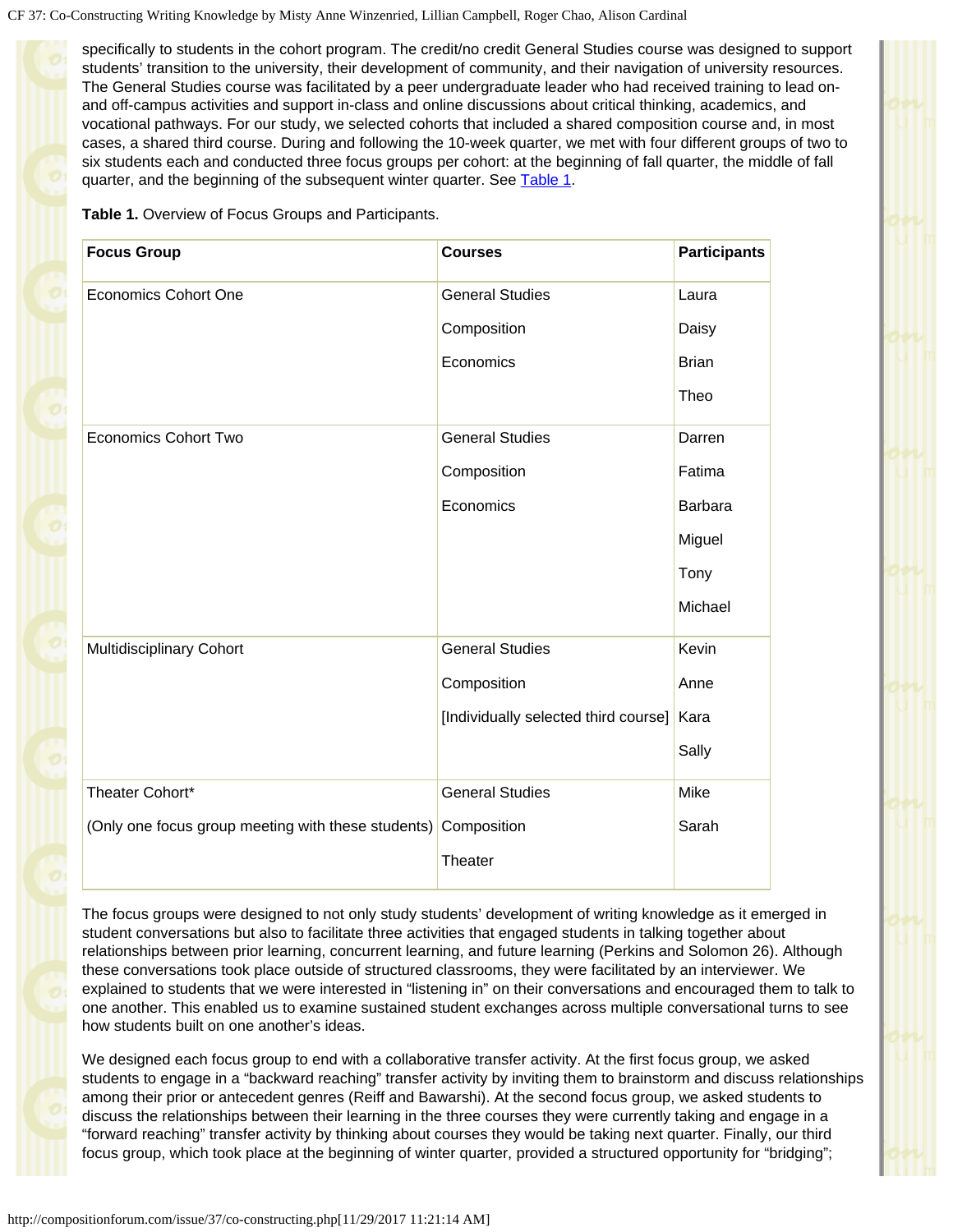specifically to students in the cohort program. The credit/no credit General Studies course was designed to support students' transition to the university, their development of community, and their navigation of university resources. The General Studies course was facilitated by a peer undergraduate leader who had received training to lead on- and off-campus activities and support in-class and online discussions about critical thinking, academics, and vocational pathways. For our study, we selected cohorts that included a shared composition course and, in most cases, a shared third course. During and following the 10-week quarter, we met with four different groups of two to six students each and conducted three focus groups per cohort: at the beginning of fall quarter, the middle of fall quarter, and the beginning of the subsequent winter quarter. See Table 1.

**Table 1.** Overview of Focus Groups and Participants.

| Focus Group | Courses | Participants |
|---|---|---|
| Economics Cohort One | General Studies<br>Composition<br>Economics | Laura<br>Daisy<br>Brian<br>Theo |
| Economics Cohort Two | General Studies<br>Composition<br>Economics | Darren<br>Fatima<br>Barbara<br>Miguel<br>Tony<br>Michael |
| Multidisciplinary Cohort | General Studies<br>Composition<br>[Individually selected third course] | Kevin<br>Anne<br>Kara<br>Sally |
| Theater Cohort*<br>(Only one focus group meeting with these students) | General Studies<br>Composition<br>Theater | Mike<br>Sarah |

The focus groups were designed to not only study students' development of writing knowledge as it emerged in student conversations but also to facilitate three activities that engaged students in talking together about relationships between prior learning, concurrent learning, and future learning (Perkins and Solomon 26). Although these conversations took place outside of structured classrooms, they were facilitated by an interviewer. We explained to students that we were interested in "listening in" on their conversations and encouraged them to talk to one another. This enabled us to examine sustained student exchanges across multiple conversational turns to see how students built on one another's ideas.

We designed each focus group to end with a collaborative transfer activity. At the first focus group, we asked students to engage in a "backward reaching" transfer activity by inviting them to brainstorm and discuss relationships among their prior or antecedent genres (Reiff and Bawarshi). At the second focus group, we asked students to discuss the relationships between their learning in the three courses they were currently taking and engage in a "forward reaching" transfer activity by thinking about courses they would be taking next quarter. Finally, our third focus group, which took place at the beginning of winter quarter, provided a structured opportunity for "bridging";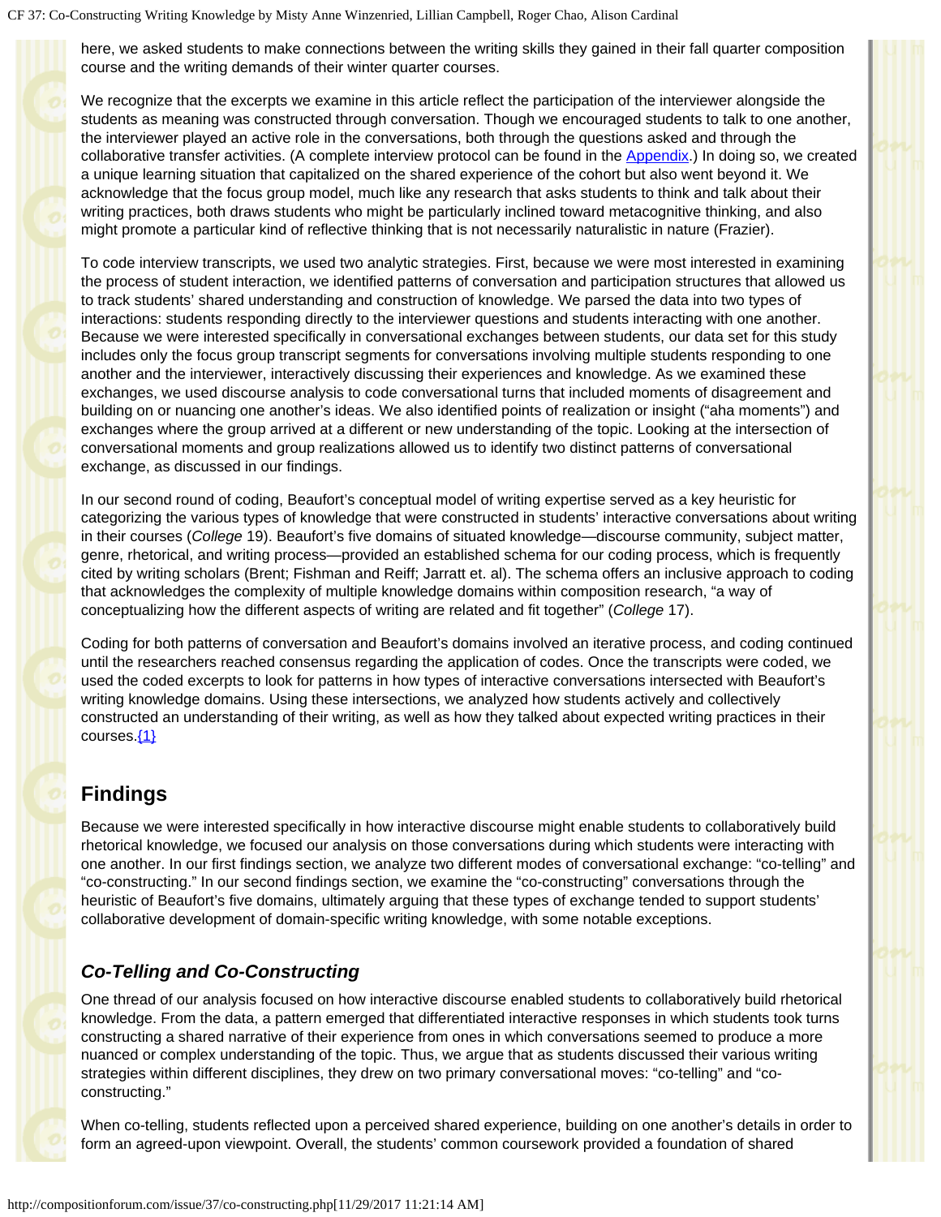here, we asked students to make connections between the writing skills they gained in their fall quarter composition course and the writing demands of their winter quarter courses.

We recognize that the excerpts we examine in this article reflect the participation of the interviewer alongside the students as meaning was constructed through conversation. Though we encouraged students to talk to one another, the interviewer played an active role in the conversations, both through the questions asked and through the collaborative transfer activities. (A complete interview protocol can be found in the Appendix.) In doing so, we created a unique learning situation that capitalized on the shared experience of the cohort but also went beyond it. We acknowledge that the focus group model, much like any research that asks students to think and talk about their writing practices, both draws students who might be particularly inclined toward metacognitive thinking, and also might promote a particular kind of reflective thinking that is not necessarily naturalistic in nature (Frazier).

To code interview transcripts, we used two analytic strategies. First, because we were most interested in examining the process of student interaction, we identified patterns of conversation and participation structures that allowed us to track students' shared understanding and construction of knowledge. We parsed the data into two types of interactions: students responding directly to the interviewer questions and students interacting with one another. Because we were interested specifically in conversational exchanges between students, our data set for this study includes only the focus group transcript segments for conversations involving multiple students responding to one another and the interviewer, interactively discussing their experiences and knowledge. As we examined these exchanges, we used discourse analysis to code conversational turns that included moments of disagreement and building on or nuancing one another's ideas. We also identified points of realization or insight ("aha moments") and exchanges where the group arrived at a different or new understanding of the topic. Looking at the intersection of conversational moments and group realizations allowed us to identify two distinct patterns of conversational exchange, as discussed in our findings.

In our second round of coding, Beaufort's conceptual model of writing expertise served as a key heuristic for categorizing the various types of knowledge that were constructed in students' interactive conversations about writing in their courses (*College* 19). Beaufort's five domains of situated knowledge—discourse community, subject matter, genre, rhetorical, and writing process—provided an established schema for our coding process, which is frequently cited by writing scholars (Brent; Fishman and Reiff; Jarratt et. al). The schema offers an inclusive approach to coding that acknowledges the complexity of multiple knowledge domains within composition research, "a way of conceptualizing how the different aspects of writing are related and fit together" (*College* 17).

Coding for both patterns of conversation and Beaufort's domains involved an iterative process, and coding continued until the researchers reached consensus regarding the application of codes. Once the transcripts were coded, we used the coded excerpts to look for patterns in how types of interactive conversations intersected with Beaufort's writing knowledge domains. Using these intersections, we analyzed how students actively and collectively constructed an understanding of their writing, as well as how they talked about expected writing practices in their courses.{1}

## Findings

Because we were interested specifically in how interactive discourse might enable students to collaboratively build rhetorical knowledge, we focused our analysis on those conversations during which students were interacting with one another. In our first findings section, we analyze two different modes of conversational exchange: "co-telling" and "co-constructing." In our second findings section, we examine the "co-constructing" conversations through the heuristic of Beaufort's five domains, ultimately arguing that these types of exchange tended to support students' collaborative development of domain-specific writing knowledge, with some notable exceptions.

### *Co-Telling and Co-Constructing*

One thread of our analysis focused on how interactive discourse enabled students to collaboratively build rhetorical knowledge. From the data, a pattern emerged that differentiated interactive responses in which students took turns constructing a shared narrative of their experience from ones in which conversations seemed to produce a more nuanced or complex understanding of the topic. Thus, we argue that as students discussed their various writing strategies within different disciplines, they drew on two primary conversational moves: "co-telling" and "co-constructing."

When co-telling, students reflected upon a perceived shared experience, building on one another's details in order to form an agreed-upon viewpoint. Overall, the students' common coursework provided a foundation of shared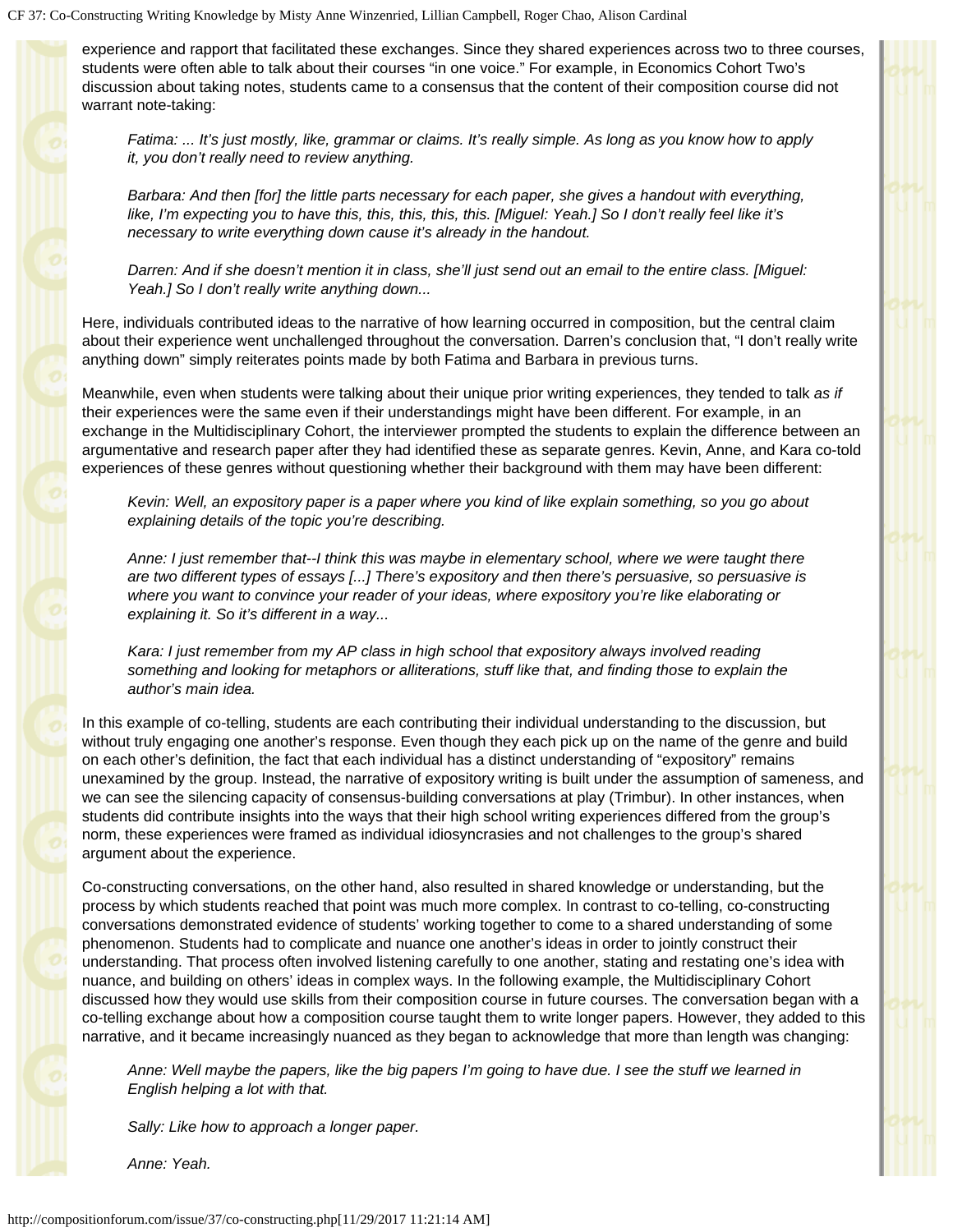experience and rapport that facilitated these exchanges. Since they shared experiences across two to three courses, students were often able to talk about their courses "in one voice." For example, in Economics Cohort Two's discussion about taking notes, students came to a consensus that the content of their composition course did not warrant note-taking:

> *Fatima: ... It's just mostly, like, grammar or claims. It's really simple. As long as you know how to apply it, you don't really need to review anything.*
>
> *Barbara: And then [for] the little parts necessary for each paper, she gives a handout with everything, like, I'm expecting you to have this, this, this, this, this. [Miguel: Yeah.] So I don't really feel like it's necessary to write everything down cause it's already in the handout.*
>
> *Darren: And if she doesn't mention it in class, she'll just send out an email to the entire class. [Miguel: Yeah.] So I don't really write anything down...*

Here, individuals contributed ideas to the narrative of how learning occurred in composition, but the central claim about their experience went unchallenged throughout the conversation. Darren's conclusion that, "I don't really write anything down" simply reiterates points made by both Fatima and Barbara in previous turns.

Meanwhile, even when students were talking about their unique prior writing experiences, they tended to talk *as if* their experiences were the same even if their understandings might have been different. For example, in an exchange in the Multidisciplinary Cohort, the interviewer prompted the students to explain the difference between an argumentative and research paper after they had identified these as separate genres. Kevin, Anne, and Kara co-told experiences of these genres without questioning whether their background with them may have been different:

> *Kevin: Well, an expository paper is a paper where you kind of like explain something, so you go about explaining details of the topic you're describing.*
>
> *Anne: I just remember that--I think this was maybe in elementary school, where we were taught there are two different types of essays [...] There's expository and then there's persuasive, so persuasive is where you want to convince your reader of your ideas, where expository you're like elaborating or explaining it. So it's different in a way...*
>
> *Kara: I just remember from my AP class in high school that expository always involved reading something and looking for metaphors or alliterations, stuff like that, and finding those to explain the author's main idea.*

In this example of co-telling, students are each contributing their individual understanding to the discussion, but without truly engaging one another's response. Even though they each pick up on the name of the genre and build on each other's definition, the fact that each individual has a distinct understanding of "expository" remains unexamined by the group. Instead, the narrative of expository writing is built under the assumption of sameness, and we can see the silencing capacity of consensus-building conversations at play (Trimbur). In other instances, when students did contribute insights into the ways that their high school writing experiences differed from the group's norm, these experiences were framed as individual idiosyncrasies and not challenges to the group's shared argument about the experience.

Co-constructing conversations, on the other hand, also resulted in shared knowledge or understanding, but the process by which students reached that point was much more complex. In contrast to co-telling, co-constructing conversations demonstrated evidence of students' working together to come to a shared understanding of some phenomenon. Students had to complicate and nuance one another's ideas in order to jointly construct their understanding. That process often involved listening carefully to one another, stating and restating one's idea with nuance, and building on others' ideas in complex ways. In the following example, the Multidisciplinary Cohort discussed how they would use skills from their composition course in future courses. The conversation began with a co-telling exchange about how a composition course taught them to write longer papers. However, they added to this narrative, and it became increasingly nuanced as they began to acknowledge that more than length was changing:

> *Anne: Well maybe the papers, like the big papers I'm going to have due. I see the stuff we learned in English helping a lot with that.*
>
> *Sally: Like how to approach a longer paper.*
>
> *Anne: Yeah.*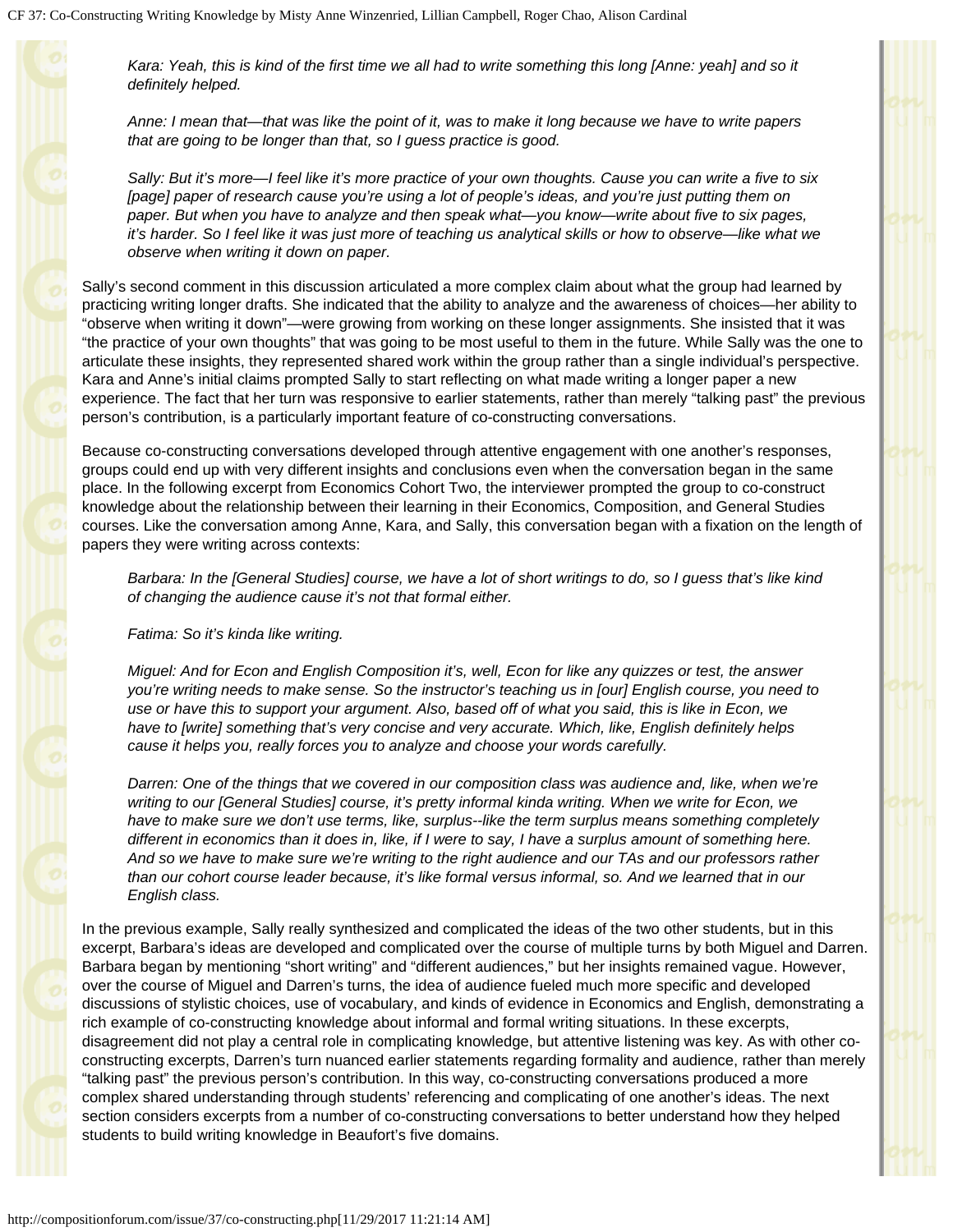*Kara: Yeah, this is kind of the first time we all had to write something this long [Anne: yeah] and so it definitely helped.*

*Anne: I mean that—that was like the point of it, was to make it long because we have to write papers that are going to be longer than that, so I guess practice is good.*

*Sally: But it's more—I feel like it's more practice of your own thoughts. Cause you can write a five to six [page] paper of research cause you're using a lot of people's ideas, and you're just putting them on paper. But when you have to analyze and then speak what—you know—write about five to six pages, it's harder. So I feel like it was just more of teaching us analytical skills or how to observe—like what we observe when writing it down on paper.*

Sally's second comment in this discussion articulated a more complex claim about what the group had learned by practicing writing longer drafts. She indicated that the ability to analyze and the awareness of choices—her ability to "observe when writing it down"—were growing from working on these longer assignments. She insisted that it was "the practice of your own thoughts" that was going to be most useful to them in the future. While Sally was the one to articulate these insights, they represented shared work within the group rather than a single individual's perspective. Kara and Anne's initial claims prompted Sally to start reflecting on what made writing a longer paper a new experience. The fact that her turn was responsive to earlier statements, rather than merely "talking past" the previous person's contribution, is a particularly important feature of co-constructing conversations.

Because co-constructing conversations developed through attentive engagement with one another's responses, groups could end up with very different insights and conclusions even when the conversation began in the same place. In the following excerpt from Economics Cohort Two, the interviewer prompted the group to co-construct knowledge about the relationship between their learning in their Economics, Composition, and General Studies courses. Like the conversation among Anne, Kara, and Sally, this conversation began with a fixation on the length of papers they were writing across contexts:

*Barbara: In the [General Studies] course, we have a lot of short writings to do, so I guess that's like kind of changing the audience cause it's not that formal either.*

*Fatima: So it's kinda like writing.*

*Miguel: And for Econ and English Composition it's, well, Econ for like any quizzes or test, the answer you're writing needs to make sense. So the instructor's teaching us in [our] English course, you need to use or have this to support your argument. Also, based off of what you said, this is like in Econ, we have to [write] something that's very concise and very accurate. Which, like, English definitely helps cause it helps you, really forces you to analyze and choose your words carefully.*

*Darren: One of the things that we covered in our composition class was audience and, like, when we're writing to our [General Studies] course, it's pretty informal kinda writing. When we write for Econ, we have to make sure we don't use terms, like, surplus--like the term surplus means something completely different in economics than it does in, like, if I were to say, I have a surplus amount of something here. And so we have to make sure we're writing to the right audience and our TAs and our professors rather than our cohort course leader because, it's like formal versus informal, so. And we learned that in our English class.*

In the previous example, Sally really synthesized and complicated the ideas of the two other students, but in this excerpt, Barbara's ideas are developed and complicated over the course of multiple turns by both Miguel and Darren. Barbara began by mentioning "short writing" and "different audiences," but her insights remained vague. However, over the course of Miguel and Darren's turns, the idea of audience fueled much more specific and developed discussions of stylistic choices, use of vocabulary, and kinds of evidence in Economics and English, demonstrating a rich example of co-constructing knowledge about informal and formal writing situations. In these excerpts, disagreement did not play a central role in complicating knowledge, but attentive listening was key. As with other co-constructing excerpts, Darren's turn nuanced earlier statements regarding formality and audience, rather than merely "talking past" the previous person's contribution. In this way, co-constructing conversations produced a more complex shared understanding through students' referencing and complicating of one another's ideas. The next section considers excerpts from a number of co-constructing conversations to better understand how they helped students to build writing knowledge in Beaufort's five domains.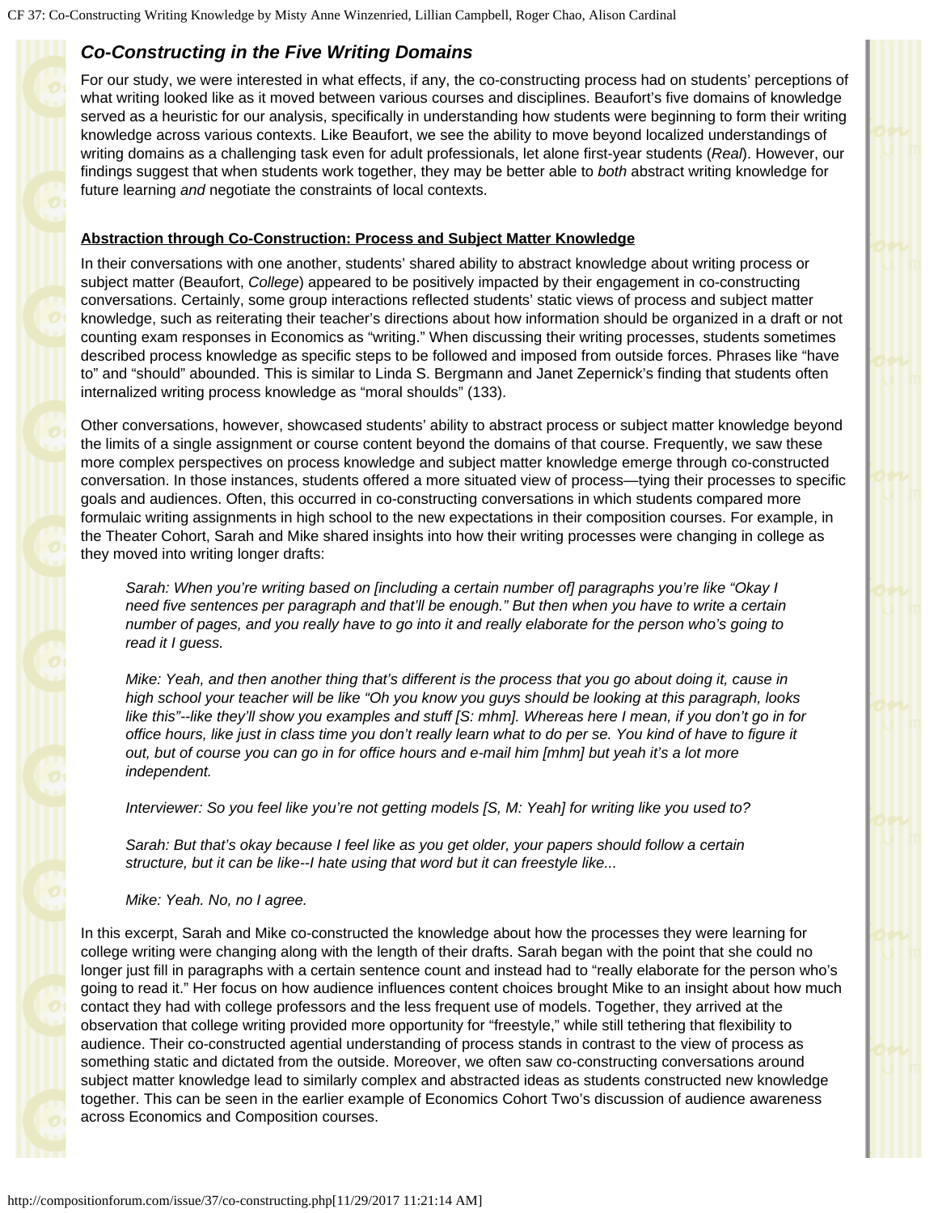## *Co-Constructing in the Five Writing Domains*

For our study, we were interested in what effects, if any, the co-constructing process had on students' perceptions of what writing looked like as it moved between various courses and disciplines. Beaufort's five domains of knowledge served as a heuristic for our analysis, specifically in understanding how students were beginning to form their writing knowledge across various contexts. Like Beaufort, we see the ability to move beyond localized understandings of writing domains as a challenging task even for adult professionals, let alone first-year students (*Real*). However, our findings suggest that when students work together, they may be better able to *both* abstract writing knowledge for future learning *and* negotiate the constraints of local contexts.

### Abstraction through Co-Construction: Process and Subject Matter Knowledge

In their conversations with one another, students' shared ability to abstract knowledge about writing process or subject matter (Beaufort, *College*) appeared to be positively impacted by their engagement in co-constructing conversations. Certainly, some group interactions reflected students' static views of process and subject matter knowledge, such as reiterating their teacher's directions about how information should be organized in a draft or not counting exam responses in Economics as "writing." When discussing their writing processes, students sometimes described process knowledge as specific steps to be followed and imposed from outside forces. Phrases like "have to" and "should" abounded. This is similar to Linda S. Bergmann and Janet Zepernick's finding that students often internalized writing process knowledge as "moral shoulds" (133).

Other conversations, however, showcased students' ability to abstract process or subject matter knowledge beyond the limits of a single assignment or course content beyond the domains of that course. Frequently, we saw these more complex perspectives on process knowledge and subject matter knowledge emerge through co-constructed conversation. In those instances, students offered a more situated view of process—tying their processes to specific goals and audiences. Often, this occurred in co-constructing conversations in which students compared more formulaic writing assignments in high school to the new expectations in their composition courses. For example, in the Theater Cohort, Sarah and Mike shared insights into how their writing processes were changing in college as they moved into writing longer drafts:

> *Sarah: When you're writing based on [including a certain number of] paragraphs you're like "Okay I need five sentences per paragraph and that'll be enough." But then when you have to write a certain number of pages, and you really have to go into it and really elaborate for the person who's going to read it I guess.*
>
> *Mike: Yeah, and then another thing that's different is the process that you go about doing it, cause in high school your teacher will be like "Oh you know you guys should be looking at this paragraph, looks like this"--like they'll show you examples and stuff [S: mhm]. Whereas here I mean, if you don't go in for office hours, like just in class time you don't really learn what to do per se. You kind of have to figure it out, but of course you can go in for office hours and e-mail him [mhm] but yeah it's a lot more independent.*
>
> *Interviewer: So you feel like you're not getting models [S, M: Yeah] for writing like you used to?*
>
> *Sarah: But that's okay because I feel like as you get older, your papers should follow a certain structure, but it can be like--I hate using that word but it can freestyle like...*
>
> *Mike: Yeah. No, no I agree.*

In this excerpt, Sarah and Mike co-constructed the knowledge about how the processes they were learning for college writing were changing along with the length of their drafts. Sarah began with the point that she could no longer just fill in paragraphs with a certain sentence count and instead had to "really elaborate for the person who's going to read it." Her focus on how audience influences content choices brought Mike to an insight about how much contact they had with college professors and the less frequent use of models. Together, they arrived at the observation that college writing provided more opportunity for "freestyle," while still tethering that flexibility to audience. Their co-constructed agential understanding of process stands in contrast to the view of process as something static and dictated from the outside. Moreover, we often saw co-constructing conversations around subject matter knowledge lead to similarly complex and abstracted ideas as students constructed new knowledge together. This can be seen in the earlier example of Economics Cohort Two's discussion of audience awareness across Economics and Composition courses.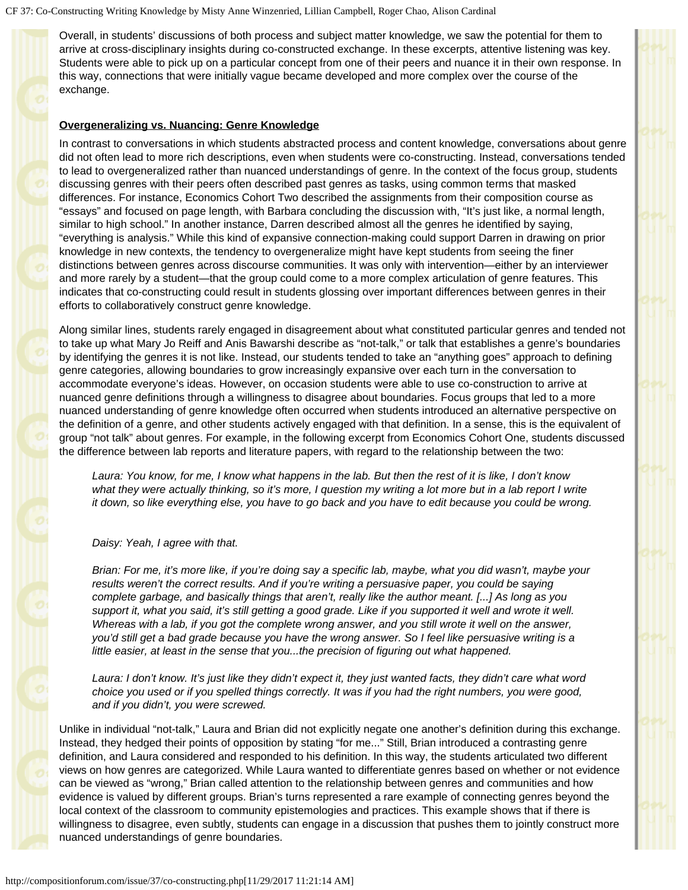Overall, in students' discussions of both process and subject matter knowledge, we saw the potential for them to arrive at cross-disciplinary insights during co-constructed exchange. In these excerpts, attentive listening was key. Students were able to pick up on a particular concept from one of their peers and nuance it in their own response. In this way, connections that were initially vague became developed and more complex over the course of the exchange.

### Overgeneralizing vs. Nuancing: Genre Knowledge

In contrast to conversations in which students abstracted process and content knowledge, conversations about genre did not often lead to more rich descriptions, even when students were co-constructing. Instead, conversations tended to lead to overgeneralized rather than nuanced understandings of genre. In the context of the focus group, students discussing genres with their peers often described past genres as tasks, using common terms that masked differences. For instance, Economics Cohort Two described the assignments from their composition course as "essays" and focused on page length, with Barbara concluding the discussion with, "It's just like, a normal length, similar to high school." In another instance, Darren described almost all the genres he identified by saying, "everything is analysis." While this kind of expansive connection-making could support Darren in drawing on prior knowledge in new contexts, the tendency to overgeneralize might have kept students from seeing the finer distinctions between genres across discourse communities. It was only with intervention—either by an interviewer and more rarely by a student—that the group could come to a more complex articulation of genre features. This indicates that co-constructing could result in students glossing over important differences between genres in their efforts to collaboratively construct genre knowledge.

Along similar lines, students rarely engaged in disagreement about what constituted particular genres and tended not to take up what Mary Jo Reiff and Anis Bawarshi describe as "not-talk," or talk that establishes a genre's boundaries by identifying the genres it is not like. Instead, our students tended to take an "anything goes" approach to defining genre categories, allowing boundaries to grow increasingly expansive over each turn in the conversation to accommodate everyone's ideas. However, on occasion students were able to use co-construction to arrive at nuanced genre definitions through a willingness to disagree about boundaries. Focus groups that led to a more nuanced understanding of genre knowledge often occurred when students introduced an alternative perspective on the definition of a genre, and other students actively engaged with that definition. In a sense, this is the equivalent of group "not talk" about genres. For example, in the following excerpt from Economics Cohort One, students discussed the difference between lab reports and literature papers, with regard to the relationship between the two:

> *Laura: You know, for me, I know what happens in the lab. But then the rest of it is like, I don't know what they were actually thinking, so it's more, I question my writing a lot more but in a lab report I write it down, so like everything else, you have to go back and you have to edit because you could be wrong.*
>
> *Daisy: Yeah, I agree with that.*
>
> *Brian: For me, it's more like, if you're doing say a specific lab, maybe, what you did wasn't, maybe your results weren't the correct results. And if you're writing a persuasive paper, you could be saying complete garbage, and basically things that aren't, really like the author meant. [...] As long as you support it, what you said, it's still getting a good grade. Like if you supported it well and wrote it well. Whereas with a lab, if you got the complete wrong answer, and you still wrote it well on the answer, you'd still get a bad grade because you have the wrong answer. So I feel like persuasive writing is a little easier, at least in the sense that you...the precision of figuring out what happened.*
>
> *Laura: I don't know. It's just like they didn't expect it, they just wanted facts, they didn't care what word choice you used or if you spelled things correctly. It was if you had the right numbers, you were good, and if you didn't, you were screwed.*

Unlike in individual "not-talk," Laura and Brian did not explicitly negate one another's definition during this exchange. Instead, they hedged their points of opposition by stating "for me..." Still, Brian introduced a contrasting genre definition, and Laura considered and responded to his definition. In this way, the students articulated two different views on how genres are categorized. While Laura wanted to differentiate genres based on whether or not evidence can be viewed as "wrong," Brian called attention to the relationship between genres and communities and how evidence is valued by different groups. Brian's turns represented a rare example of connecting genres beyond the local context of the classroom to community epistemologies and practices. This example shows that if there is willingness to disagree, even subtly, students can engage in a discussion that pushes them to jointly construct more nuanced understandings of genre boundaries.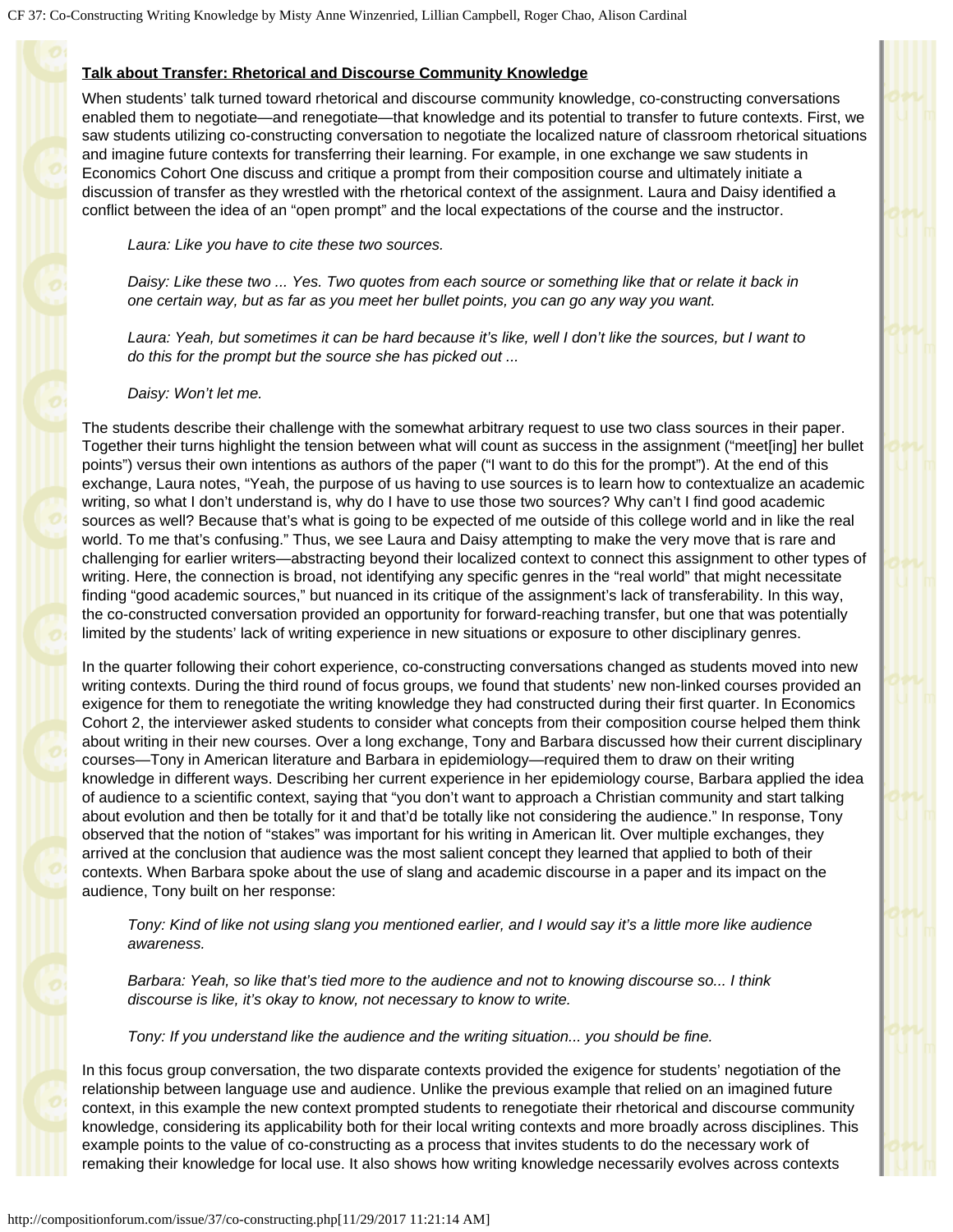**Talk about Transfer: Rhetorical and Discourse Community Knowledge**

When students' talk turned toward rhetorical and discourse community knowledge, co-constructing conversations enabled them to negotiate—and renegotiate—that knowledge and its potential to transfer to future contexts. First, we saw students utilizing co-constructing conversation to negotiate the localized nature of classroom rhetorical situations and imagine future contexts for transferring their learning. For example, in one exchange we saw students in Economics Cohort One discuss and critique a prompt from their composition course and ultimately initiate a discussion of transfer as they wrestled with the rhetorical context of the assignment. Laura and Daisy identified a conflict between the idea of an "open prompt" and the local expectations of the course and the instructor.

> *Laura: Like you have to cite these two sources.*
>
> *Daisy: Like these two ... Yes. Two quotes from each source or something like that or relate it back in one certain way, but as far as you meet her bullet points, you can go any way you want.*
>
> *Laura: Yeah, but sometimes it can be hard because it's like, well I don't like the sources, but I want to do this for the prompt but the source she has picked out ...*
>
> *Daisy: Won't let me.*

The students describe their challenge with the somewhat arbitrary request to use two class sources in their paper. Together their turns highlight the tension between what will count as success in the assignment ("meet[ing] her bullet points") versus their own intentions as authors of the paper ("I want to do this for the prompt"). At the end of this exchange, Laura notes, "Yeah, the purpose of us having to use sources is to learn how to contextualize an academic writing, so what I don't understand is, why do I have to use those two sources? Why can't I find good academic sources as well? Because that's what is going to be expected of me outside of this college world and in like the real world. To me that's confusing." Thus, we see Laura and Daisy attempting to make the very move that is rare and challenging for earlier writers—abstracting beyond their localized context to connect this assignment to other types of writing. Here, the connection is broad, not identifying any specific genres in the "real world" that might necessitate finding "good academic sources," but nuanced in its critique of the assignment's lack of transferability. In this way, the co-constructed conversation provided an opportunity for forward-reaching transfer, but one that was potentially limited by the students' lack of writing experience in new situations or exposure to other disciplinary genres.

In the quarter following their cohort experience, co-constructing conversations changed as students moved into new writing contexts. During the third round of focus groups, we found that students' new non-linked courses provided an exigence for them to renegotiate the writing knowledge they had constructed during their first quarter. In Economics Cohort 2, the interviewer asked students to consider what concepts from their composition course helped them think about writing in their new courses. Over a long exchange, Tony and Barbara discussed how their current disciplinary courses—Tony in American literature and Barbara in epidemiology—required them to draw on their writing knowledge in different ways. Describing her current experience in her epidemiology course, Barbara applied the idea of audience to a scientific context, saying that "you don't want to approach a Christian community and start talking about evolution and then be totally for it and that'd be totally like not considering the audience." In response, Tony observed that the notion of "stakes" was important for his writing in American lit. Over multiple exchanges, they arrived at the conclusion that audience was the most salient concept they learned that applied to both of their contexts. When Barbara spoke about the use of slang and academic discourse in a paper and its impact on the audience, Tony built on her response:

> *Tony: Kind of like not using slang you mentioned earlier, and I would say it's a little more like audience awareness.*
>
> *Barbara: Yeah, so like that's tied more to the audience and not to knowing discourse so... I think discourse is like, it's okay to know, not necessary to know to write.*
>
> *Tony: If you understand like the audience and the writing situation... you should be fine.*

In this focus group conversation, the two disparate contexts provided the exigence for students' negotiation of the relationship between language use and audience. Unlike the previous example that relied on an imagined future context, in this example the new context prompted students to renegotiate their rhetorical and discourse community knowledge, considering its applicability both for their local writing contexts and more broadly across disciplines. This example points to the value of co-constructing as a process that invites students to do the necessary work of remaking their knowledge for local use. It also shows how writing knowledge necessarily evolves across contexts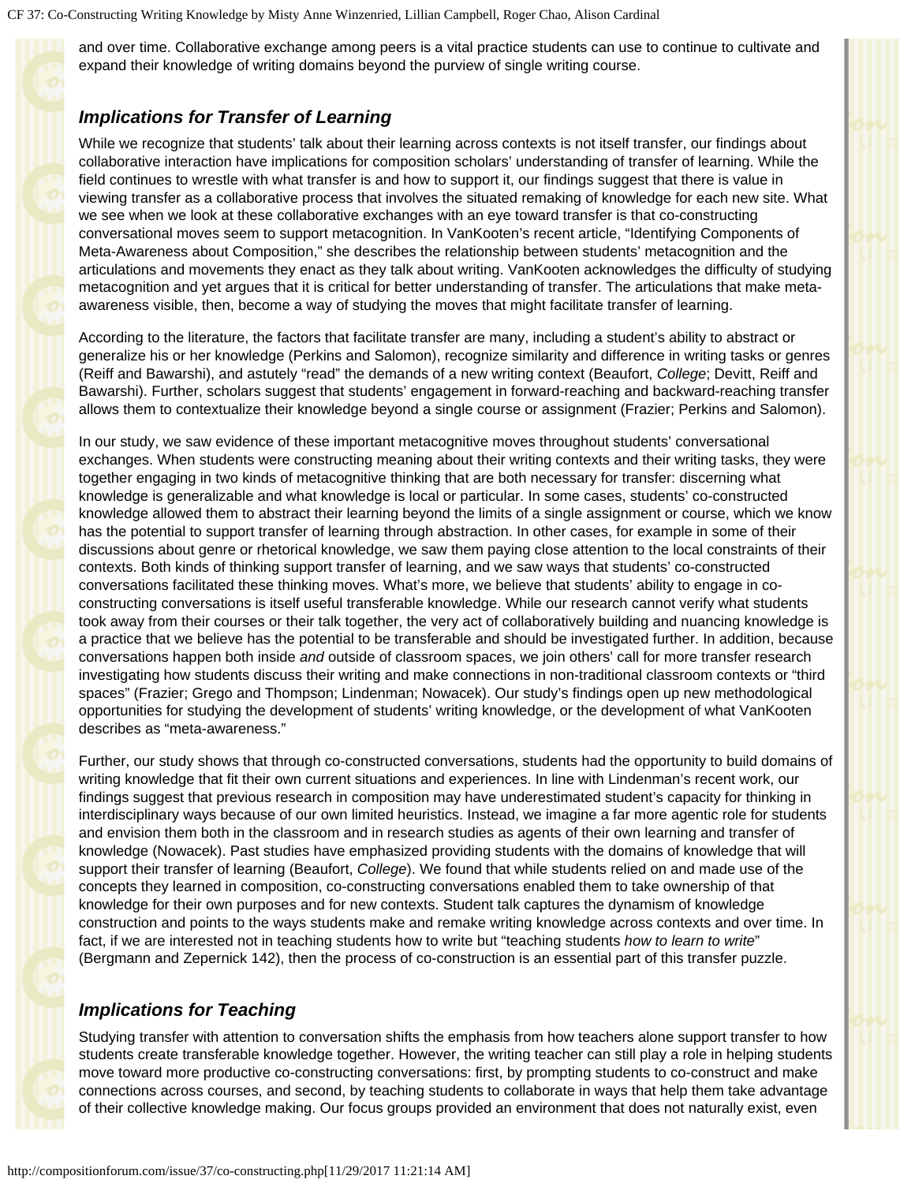and over time. Collaborative exchange among peers is a vital practice students can use to continue to cultivate and expand their knowledge of writing domains beyond the purview of single writing course.

### *Implications for Transfer of Learning*

While we recognize that students' talk about their learning across contexts is not itself transfer, our findings about collaborative interaction have implications for composition scholars' understanding of transfer of learning. While the field continues to wrestle with what transfer is and how to support it, our findings suggest that there is value in viewing transfer as a collaborative process that involves the situated remaking of knowledge for each new site. What we see when we look at these collaborative exchanges with an eye toward transfer is that co-constructing conversational moves seem to support metacognition. In VanKooten's recent article, "Identifying Components of Meta-Awareness about Composition," she describes the relationship between students' metacognition and the articulations and movements they enact as they talk about writing. VanKooten acknowledges the difficulty of studying metacognition and yet argues that it is critical for better understanding of transfer. The articulations that make meta-awareness visible, then, become a way of studying the moves that might facilitate transfer of learning.

According to the literature, the factors that facilitate transfer are many, including a student's ability to abstract or generalize his or her knowledge (Perkins and Salomon), recognize similarity and difference in writing tasks or genres (Reiff and Bawarshi), and astutely "read" the demands of a new writing context (Beaufort, *College*; Devitt, Reiff and Bawarshi). Further, scholars suggest that students' engagement in forward-reaching and backward-reaching transfer allows them to contextualize their knowledge beyond a single course or assignment (Frazier; Perkins and Salomon).

In our study, we saw evidence of these important metacognitive moves throughout students' conversational exchanges. When students were constructing meaning about their writing contexts and their writing tasks, they were together engaging in two kinds of metacognitive thinking that are both necessary for transfer: discerning what knowledge is generalizable and what knowledge is local or particular. In some cases, students' co-constructed knowledge allowed them to abstract their learning beyond the limits of a single assignment or course, which we know has the potential to support transfer of learning through abstraction. In other cases, for example in some of their discussions about genre or rhetorical knowledge, we saw them paying close attention to the local constraints of their contexts. Both kinds of thinking support transfer of learning, and we saw ways that students' co-constructed conversations facilitated these thinking moves. What's more, we believe that students' ability to engage in co-constructing conversations is itself useful transferable knowledge. While our research cannot verify what students took away from their courses or their talk together, the very act of collaboratively building and nuancing knowledge is a practice that we believe has the potential to be transferable and should be investigated further. In addition, because conversations happen both inside *and* outside of classroom spaces, we join others' call for more transfer research investigating how students discuss their writing and make connections in non-traditional classroom contexts or "third spaces" (Frazier; Grego and Thompson; Lindenman; Nowacek). Our study's findings open up new methodological opportunities for studying the development of students' writing knowledge, or the development of what VanKooten describes as "meta-awareness."

Further, our study shows that through co-constructed conversations, students had the opportunity to build domains of writing knowledge that fit their own current situations and experiences. In line with Lindenman's recent work, our findings suggest that previous research in composition may have underestimated student's capacity for thinking in interdisciplinary ways because of our own limited heuristics. Instead, we imagine a far more agentic role for students and envision them both in the classroom and in research studies as agents of their own learning and transfer of knowledge (Nowacek). Past studies have emphasized providing students with the domains of knowledge that will support their transfer of learning (Beaufort, *College*). We found that while students relied on and made use of the concepts they learned in composition, co-constructing conversations enabled them to take ownership of that knowledge for their own purposes and for new contexts. Student talk captures the dynamism of knowledge construction and points to the ways students make and remake writing knowledge across contexts and over time. In fact, if we are interested not in teaching students how to write but "teaching students *how to learn to write*" (Bergmann and Zepernick 142), then the process of co-construction is an essential part of this transfer puzzle.

### *Implications for Teaching*

Studying transfer with attention to conversation shifts the emphasis from how teachers alone support transfer to how students create transferable knowledge together. However, the writing teacher can still play a role in helping students move toward more productive co-constructing conversations: first, by prompting students to co-construct and make connections across courses, and second, by teaching students to collaborate in ways that help them take advantage of their collective knowledge making. Our focus groups provided an environment that does not naturally exist, even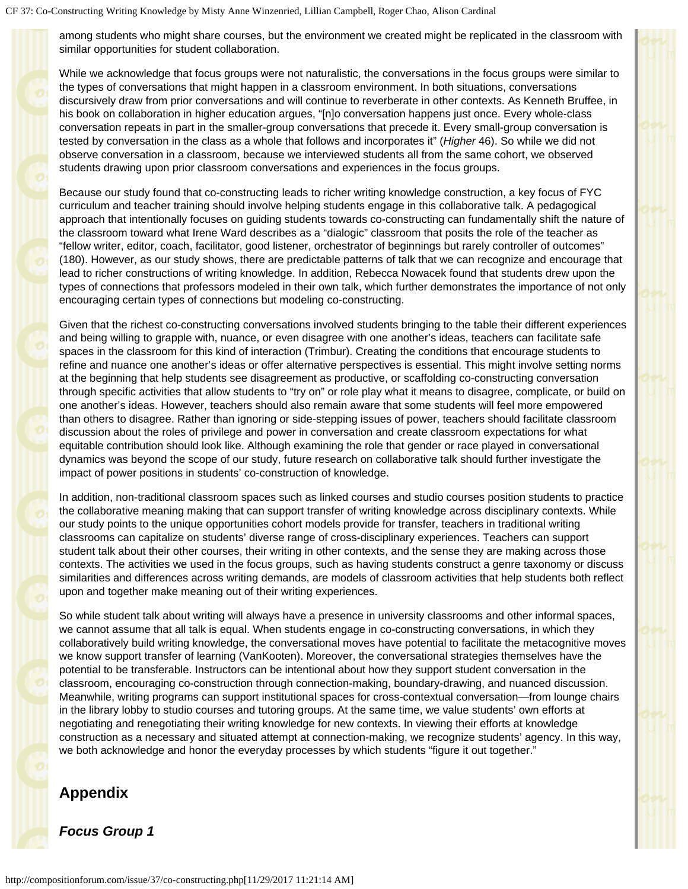among students who might share courses, but the environment we created might be replicated in the classroom with similar opportunities for student collaboration.

While we acknowledge that focus groups were not naturalistic, the conversations in the focus groups were similar to the types of conversations that might happen in a classroom environment. In both situations, conversations discursively draw from prior conversations and will continue to reverberate in other contexts. As Kenneth Bruffee, in his book on collaboration in higher education argues, "[n]o conversation happens just once. Every whole-class conversation repeats in part in the smaller-group conversations that precede it. Every small-group conversation is tested by conversation in the class as a whole that follows and incorporates it" (*Higher* 46). So while we did not observe conversation in a classroom, because we interviewed students all from the same cohort, we observed students drawing upon prior classroom conversations and experiences in the focus groups.

Because our study found that co-constructing leads to richer writing knowledge construction, a key focus of FYC curriculum and teacher training should involve helping students engage in this collaborative talk. A pedagogical approach that intentionally focuses on guiding students towards co-constructing can fundamentally shift the nature of the classroom toward what Irene Ward describes as a "dialogic" classroom that posits the role of the teacher as "fellow writer, editor, coach, facilitator, good listener, orchestrator of beginnings but rarely controller of outcomes" (180). However, as our study shows, there are predictable patterns of talk that we can recognize and encourage that lead to richer constructions of writing knowledge. In addition, Rebecca Nowacek found that students drew upon the types of connections that professors modeled in their own talk, which further demonstrates the importance of not only encouraging certain types of connections but modeling co-constructing.

Given that the richest co-constructing conversations involved students bringing to the table their different experiences and being willing to grapple with, nuance, or even disagree with one another's ideas, teachers can facilitate safe spaces in the classroom for this kind of interaction (Trimbur). Creating the conditions that encourage students to refine and nuance one another's ideas or offer alternative perspectives is essential. This might involve setting norms at the beginning that help students see disagreement as productive, or scaffolding co-constructing conversation through specific activities that allow students to "try on" or role play what it means to disagree, complicate, or build on one another's ideas. However, teachers should also remain aware that some students will feel more empowered than others to disagree. Rather than ignoring or side-stepping issues of power, teachers should facilitate classroom discussion about the roles of privilege and power in conversation and create classroom expectations for what equitable contribution should look like. Although examining the role that gender or race played in conversational dynamics was beyond the scope of our study, future research on collaborative talk should further investigate the impact of power positions in students' co-construction of knowledge.

In addition, non-traditional classroom spaces such as linked courses and studio courses position students to practice the collaborative meaning making that can support transfer of writing knowledge across disciplinary contexts. While our study points to the unique opportunities cohort models provide for transfer, teachers in traditional writing classrooms can capitalize on students' diverse range of cross-disciplinary experiences. Teachers can support student talk about their other courses, their writing in other contexts, and the sense they are making across those contexts. The activities we used in the focus groups, such as having students construct a genre taxonomy or discuss similarities and differences across writing demands, are models of classroom activities that help students both reflect upon and together make meaning out of their writing experiences.

So while student talk about writing will always have a presence in university classrooms and other informal spaces, we cannot assume that all talk is equal. When students engage in co-constructing conversations, in which they collaboratively build writing knowledge, the conversational moves have potential to facilitate the metacognitive moves we know support transfer of learning (VanKooten). Moreover, the conversational strategies themselves have the potential to be transferable. Instructors can be intentional about how they support student conversation in the classroom, encouraging co-construction through connection-making, boundary-drawing, and nuanced discussion. Meanwhile, writing programs can support institutional spaces for cross-contextual conversation—from lounge chairs in the library lobby to studio courses and tutoring groups. At the same time, we value students' own efforts at negotiating and renegotiating their writing knowledge for new contexts. In viewing their efforts at knowledge construction as a necessary and situated attempt at connection-making, we recognize students' agency. In this way, we both acknowledge and honor the everyday processes by which students "figure it out together."

## Appendix

### *Focus Group 1*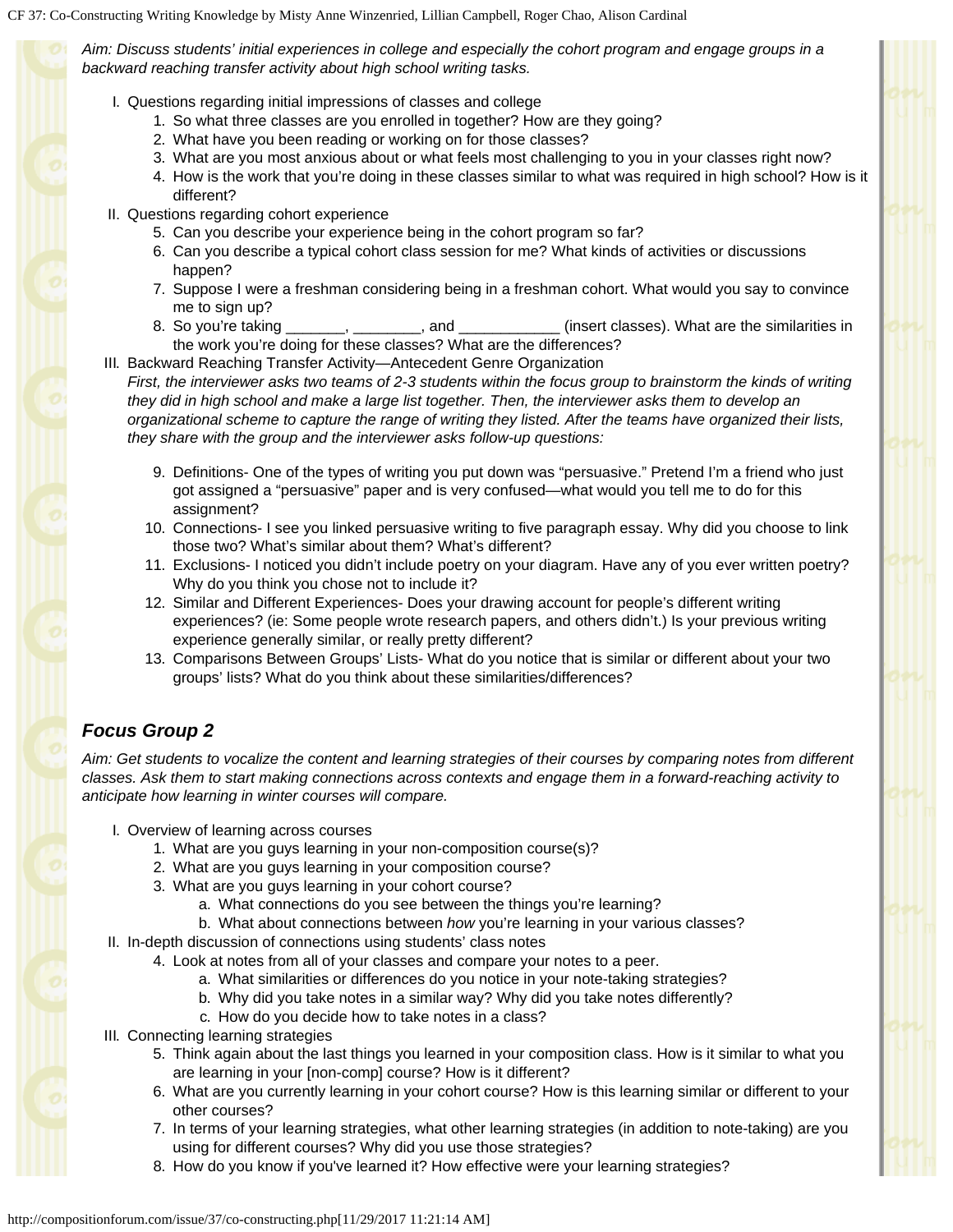*Aim: Discuss students' initial experiences in college and especially the cohort program and engage groups in a backward reaching transfer activity about high school writing tasks.*

I. Questions regarding initial impressions of classes and college
   1. So what three classes are you enrolled in together? How are they going?
   2. What have you been reading or working on for those classes?
   3. What are you most anxious about or what feels most challenging to you in your classes right now?
   4. How is the work that you're doing in these classes similar to what was required in high school? How is it different?

II. Questions regarding cohort experience
   5. Can you describe your experience being in the cohort program so far?
   6. Can you describe a typical cohort class session for me? What kinds of activities or discussions happen?
   7. Suppose I were a freshman considering being in a freshman cohort. What would you say to convince me to sign up?
   8. So you're taking _______, ________, and ____________ (insert classes). What are the similarities in the work you're doing for these classes? What are the differences?

III. Backward Reaching Transfer Activity—Antecedent Genre Organization

   *First, the interviewer asks two teams of 2-3 students within the focus group to brainstorm the kinds of writing they did in high school and make a large list together. Then, the interviewer asks them to develop an organizational scheme to capture the range of writing they listed. After the teams have organized their lists, they share with the group and the interviewer asks follow-up questions:*

   9. Definitions- One of the types of writing you put down was "persuasive." Pretend I'm a friend who just got assigned a "persuasive" paper and is very confused—what would you tell me to do for this assignment?
   10. Connections- I see you linked persuasive writing to five paragraph essay. Why did you choose to link those two? What's similar about them? What's different?
   11. Exclusions- I noticed you didn't include poetry on your diagram. Have any of you ever written poetry? Why do you think you chose not to include it?
   12. Similar and Different Experiences- Does your drawing account for people's different writing experiences? (ie: Some people wrote research papers, and others didn't.) Is your previous writing experience generally similar, or really pretty different?
   13. Comparisons Between Groups' Lists- What do you notice that is similar or different about your two groups' lists? What do you think about these similarities/differences?

### *Focus Group 2*

*Aim: Get students to vocalize the content and learning strategies of their courses by comparing notes from different classes. Ask them to start making connections across contexts and engage them in a forward-reaching activity to anticipate how learning in winter courses will compare.*

I. Overview of learning across courses
   1. What are you guys learning in your non-composition course(s)?
   2. What are you guys learning in your composition course?
   3. What are you guys learning in your cohort course?
      a. What connections do you see between the things you're learning?
      b. What about connections between *how* you're learning in your various classes?

II. In-depth discussion of connections using students' class notes
   4. Look at notes from all of your classes and compare your notes to a peer.
      a. What similarities or differences do you notice in your note-taking strategies?
      b. Why did you take notes in a similar way? Why did you take notes differently?
      c. How do you decide how to take notes in a class?

III. Connecting learning strategies
   5. Think again about the last things you learned in your composition class. How is it similar to what you are learning in your [non-comp] course? How is it different?
   6. What are you currently learning in your cohort course? How is this learning similar or different to your other courses?
   7. In terms of your learning strategies, what other learning strategies (in addition to note-taking) are you using for different courses? Why did you use those strategies?
   8. How do you know if you've learned it? How effective were your learning strategies?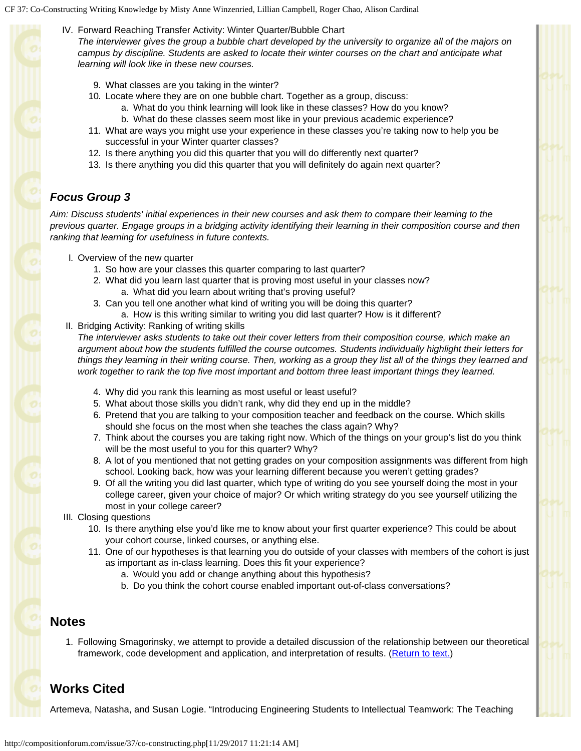IV. Forward Reaching Transfer Activity: Winter Quarter/Bubble Chart
*The interviewer gives the group a bubble chart developed by the university to organize all of the majors on campus by discipline. Students are asked to locate their winter courses on the chart and anticipate what learning will look like in these new courses.*

9. What classes are you taking in the winter?
10. Locate where they are on one bubble chart. Together as a group, discuss:
    a. What do you think learning will look like in these classes? How do you know?
    b. What do these classes seem most like in your previous academic experience?
11. What are ways you might use your experience in these classes you're taking now to help you be successful in your Winter quarter classes?
12. Is there anything you did this quarter that you will do differently next quarter?
13. Is there anything you did this quarter that you will definitely do again next quarter?

### *Focus Group 3*

*Aim: Discuss students' initial experiences in their new courses and ask them to compare their learning to the previous quarter. Engage groups in a bridging activity identifying their learning in their composition course and then ranking that learning for usefulness in future contexts.*

I. Overview of the new quarter

1. So how are your classes this quarter comparing to last quarter?
2. What did you learn last quarter that is proving most useful in your classes now?
    a. What did you learn about writing that's proving useful?
3. Can you tell one another what kind of writing you will be doing this quarter?
    a. How is this writing similar to writing you did last quarter? How is it different?

II. Bridging Activity: Ranking of writing skills
*The interviewer asks students to take out their cover letters from their composition course, which make an argument about how the students fulfilled the course outcomes. Students individually highlight their letters for things they learning in their writing course. Then, working as a group they list all of the things they learned and work together to rank the top five most important and bottom three least important things they learned.*

4. Why did you rank this learning as most useful or least useful?
5. What about those skills you didn't rank, why did they end up in the middle?
6. Pretend that you are talking to your composition teacher and feedback on the course. Which skills should she focus on the most when she teaches the class again? Why?
7. Think about the courses you are taking right now. Which of the things on your group's list do you think will be the most useful to you for this quarter? Why?
8. A lot of you mentioned that not getting grades on your composition assignments was different from high school. Looking back, how was your learning different because you weren't getting grades?
9. Of all the writing you did last quarter, which type of writing do you see yourself doing the most in your college career, given your choice of major? Or which writing strategy do you see yourself utilizing the most in your college career?

III. Closing questions

10. Is there anything else you'd like me to know about your first quarter experience? This could be about your cohort course, linked courses, or anything else.
11. One of our hypotheses is that learning you do outside of your classes with members of the cohort is just as important as in-class learning. Does this fit your experience?
    a. Would you add or change anything about this hypothesis?
    b. Do you think the cohort course enabled important out-of-class conversations?

## Notes

1. Following Smagorinsky, we attempt to provide a detailed discussion of the relationship between our theoretical framework, code development and application, and interpretation of results. (Return to text.)

## Works Cited

Artemeva, Natasha, and Susan Logie. "Introducing Engineering Students to Intellectual Teamwork: The Teaching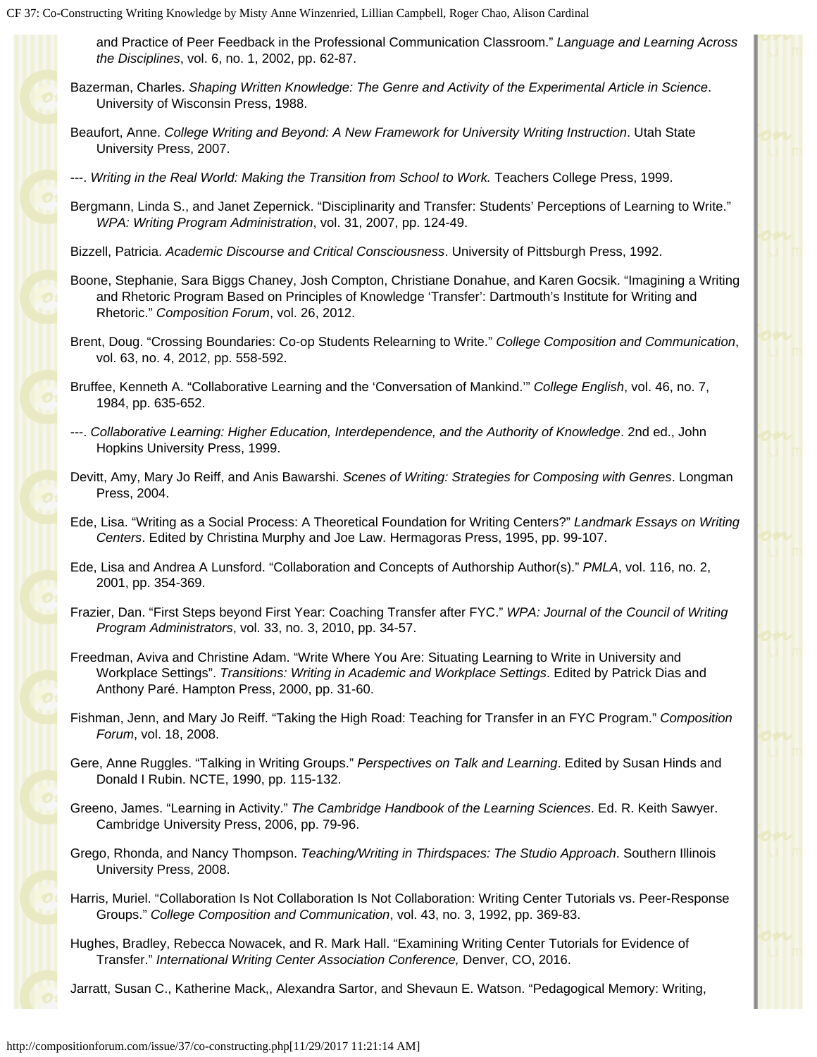and Practice of Peer Feedback in the Professional Communication Classroom." *Language and Learning Across the Disciplines*, vol. 6, no. 1, 2002, pp. 62-87.

Bazerman, Charles. *Shaping Written Knowledge: The Genre and Activity of the Experimental Article in Science*. University of Wisconsin Press, 1988.

Beaufort, Anne. *College Writing and Beyond: A New Framework for University Writing Instruction*. Utah State University Press, 2007.

---. *Writing in the Real World: Making the Transition from School to Work.* Teachers College Press, 1999.

Bergmann, Linda S., and Janet Zepernick. "Disciplinarity and Transfer: Students' Perceptions of Learning to Write." *WPA: Writing Program Administration*, vol. 31, 2007, pp. 124-49.

Bizzell, Patricia. *Academic Discourse and Critical Consciousness*. University of Pittsburgh Press, 1992.

Boone, Stephanie, Sara Biggs Chaney, Josh Compton, Christiane Donahue, and Karen Gocsik. "Imagining a Writing and Rhetoric Program Based on Principles of Knowledge 'Transfer': Dartmouth's Institute for Writing and Rhetoric." *Composition Forum*, vol. 26, 2012.

Brent, Doug. "Crossing Boundaries: Co-op Students Relearning to Write." *College Composition and Communication*, vol. 63, no. 4, 2012, pp. 558-592.

Bruffee, Kenneth A. "Collaborative Learning and the 'Conversation of Mankind.'" *College English*, vol. 46, no. 7, 1984, pp. 635-652.

---. *Collaborative Learning: Higher Education, Interdependence, and the Authority of Knowledge*. 2nd ed., John Hopkins University Press, 1999.

Devitt, Amy, Mary Jo Reiff, and Anis Bawarshi. *Scenes of Writing: Strategies for Composing with Genres*. Longman Press, 2004.

Ede, Lisa. "Writing as a Social Process: A Theoretical Foundation for Writing Centers?" *Landmark Essays on Writing Centers*. Edited by Christina Murphy and Joe Law. Hermagoras Press, 1995, pp. 99-107.

Ede, Lisa and Andrea A Lunsford. "Collaboration and Concepts of Authorship Author(s)." *PMLA*, vol. 116, no. 2, 2001, pp. 354-369.

Frazier, Dan. "First Steps beyond First Year: Coaching Transfer after FYC." *WPA: Journal of the Council of Writing Program Administrators*, vol. 33, no. 3, 2010, pp. 34-57.

Freedman, Aviva and Christine Adam. "Write Where You Are: Situating Learning to Write in University and Workplace Settings". *Transitions: Writing in Academic and Workplace Settings*. Edited by Patrick Dias and Anthony Paré. Hampton Press, 2000, pp. 31-60.

Fishman, Jenn, and Mary Jo Reiff. "Taking the High Road: Teaching for Transfer in an FYC Program." *Composition Forum*, vol. 18, 2008.

Gere, Anne Ruggles. "Talking in Writing Groups." *Perspectives on Talk and Learning*. Edited by Susan Hinds and Donald I Rubin. NCTE, 1990, pp. 115-132.

Greeno, James. "Learning in Activity." *The Cambridge Handbook of the Learning Sciences*. Ed. R. Keith Sawyer. Cambridge University Press, 2006, pp. 79-96.

Grego, Rhonda, and Nancy Thompson. *Teaching/Writing in Thirdspaces: The Studio Approach*. Southern Illinois University Press, 2008.

Harris, Muriel. "Collaboration Is Not Collaboration Is Not Collaboration: Writing Center Tutorials vs. Peer-Response Groups." *College Composition and Communication*, vol. 43, no. 3, 1992, pp. 369-83.

Hughes, Bradley, Rebecca Nowacek, and R. Mark Hall. "Examining Writing Center Tutorials for Evidence of Transfer." *International Writing Center Association Conference,* Denver, CO, 2016.

Jarratt, Susan C., Katherine Mack,, Alexandra Sartor, and Shevaun E. Watson. "Pedagogical Memory: Writing,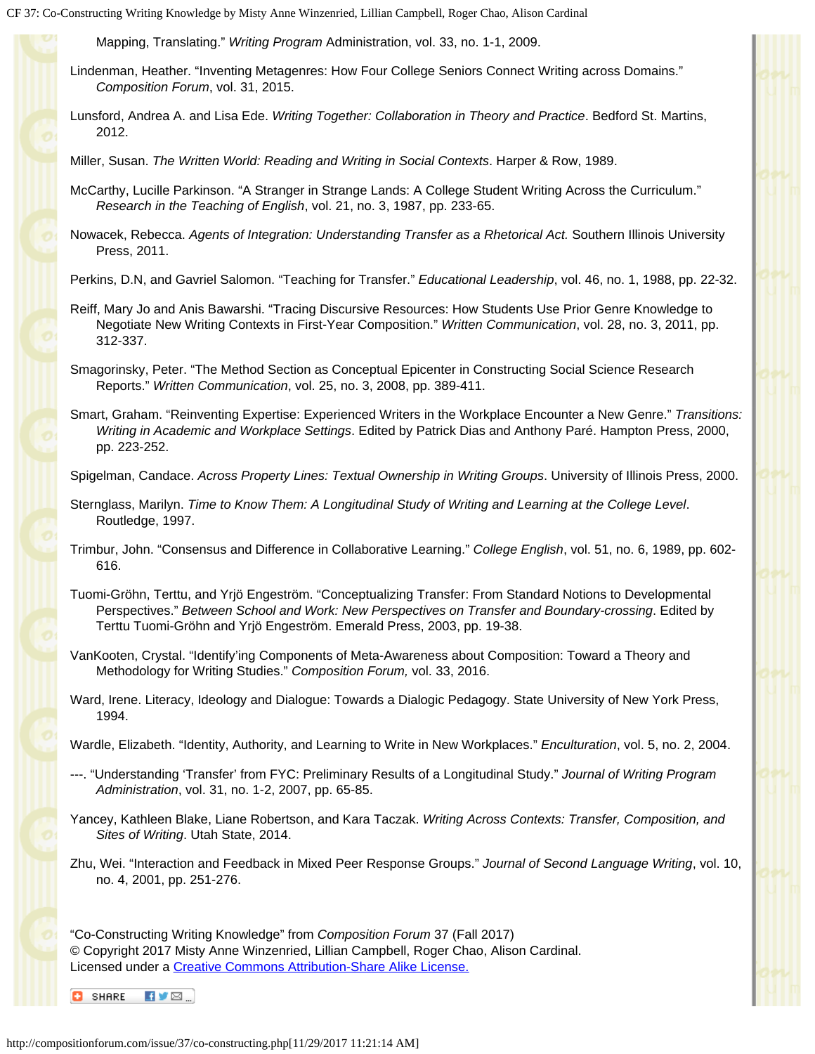Mapping, Translating." *Writing Program* Administration, vol. 33, no. 1-1, 2009.

Lindenman, Heather. "Inventing Metagenres: How Four College Seniors Connect Writing across Domains." *Composition Forum*, vol. 31, 2015.

Lunsford, Andrea A. and Lisa Ede. *Writing Together: Collaboration in Theory and Practice*. Bedford St. Martins, 2012.

Miller, Susan. *The Written World: Reading and Writing in Social Contexts*. Harper & Row, 1989.

McCarthy, Lucille Parkinson. "A Stranger in Strange Lands: A College Student Writing Across the Curriculum." *Research in the Teaching of English*, vol. 21, no. 3, 1987, pp. 233-65.

Nowacek, Rebecca. *Agents of Integration: Understanding Transfer as a Rhetorical Act.* Southern Illinois University Press, 2011.

Perkins, D.N, and Gavriel Salomon. "Teaching for Transfer." *Educational Leadership*, vol. 46, no. 1, 1988, pp. 22-32.

Reiff, Mary Jo and Anis Bawarshi. "Tracing Discursive Resources: How Students Use Prior Genre Knowledge to Negotiate New Writing Contexts in First-Year Composition." *Written Communication*, vol. 28, no. 3, 2011, pp. 312-337.

Smagorinsky, Peter. "The Method Section as Conceptual Epicenter in Constructing Social Science Research Reports." *Written Communication*, vol. 25, no. 3, 2008, pp. 389-411.

Smart, Graham. "Reinventing Expertise: Experienced Writers in the Workplace Encounter a New Genre." *Transitions: Writing in Academic and Workplace Settings*. Edited by Patrick Dias and Anthony Paré. Hampton Press, 2000, pp. 223-252.

Spigelman, Candace. *Across Property Lines: Textual Ownership in Writing Groups*. University of Illinois Press, 2000.

Sternglass, Marilyn. *Time to Know Them: A Longitudinal Study of Writing and Learning at the College Level*. Routledge, 1997.

Trimbur, John. "Consensus and Difference in Collaborative Learning." *College English*, vol. 51, no. 6, 1989, pp. 602-616.

Tuomi-Gröhn, Terttu, and Yrjö Engeström. "Conceptualizing Transfer: From Standard Notions to Developmental Perspectives." *Between School and Work: New Perspectives on Transfer and Boundary-crossing*. Edited by Terttu Tuomi-Gröhn and Yrjö Engeström. Emerald Press, 2003, pp. 19-38.

VanKooten, Crystal. "Identify'ing Components of Meta-Awareness about Composition: Toward a Theory and Methodology for Writing Studies." *Composition Forum,* vol. 33, 2016.

Ward, Irene. Literacy, Ideology and Dialogue: Towards a Dialogic Pedagogy. State University of New York Press, 1994.

Wardle, Elizabeth. "Identity, Authority, and Learning to Write in New Workplaces." *Enculturation*, vol. 5, no. 2, 2004.

---. "Understanding 'Transfer' from FYC: Preliminary Results of a Longitudinal Study." *Journal of Writing Program Administration*, vol. 31, no. 1-2, 2007, pp. 65-85.

Yancey, Kathleen Blake, Liane Robertson, and Kara Taczak. *Writing Across Contexts: Transfer, Composition, and Sites of Writing*. Utah State, 2014.

Zhu, Wei. "Interaction and Feedback in Mixed Peer Response Groups." *Journal of Second Language Writing*, vol. 10, no. 4, 2001, pp. 251-276.

"Co-Constructing Writing Knowledge" from *Composition Forum* 37 (Fall 2017)
© Copyright 2017 Misty Anne Winzenried, Lillian Campbell, Roger Chao, Alison Cardinal.
Licensed under a [Creative Commons Attribution-Share Alike License.]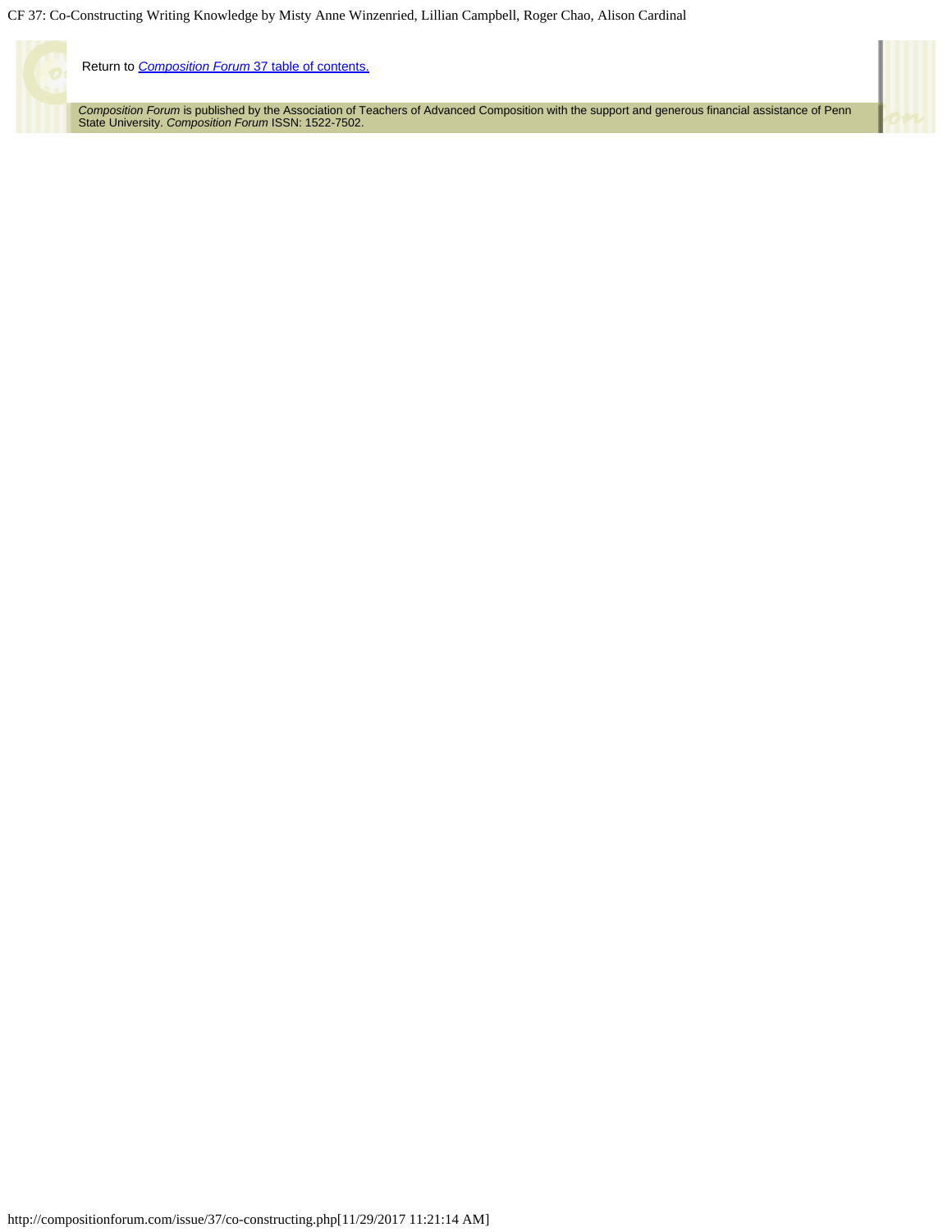Return to *Composition Forum* 37 table of contents.

*Composition Forum* is published by the Association of Teachers of Advanced Composition with the support and generous financial assistance of Penn State University. *Composition Forum* ISSN: 1522-7502.